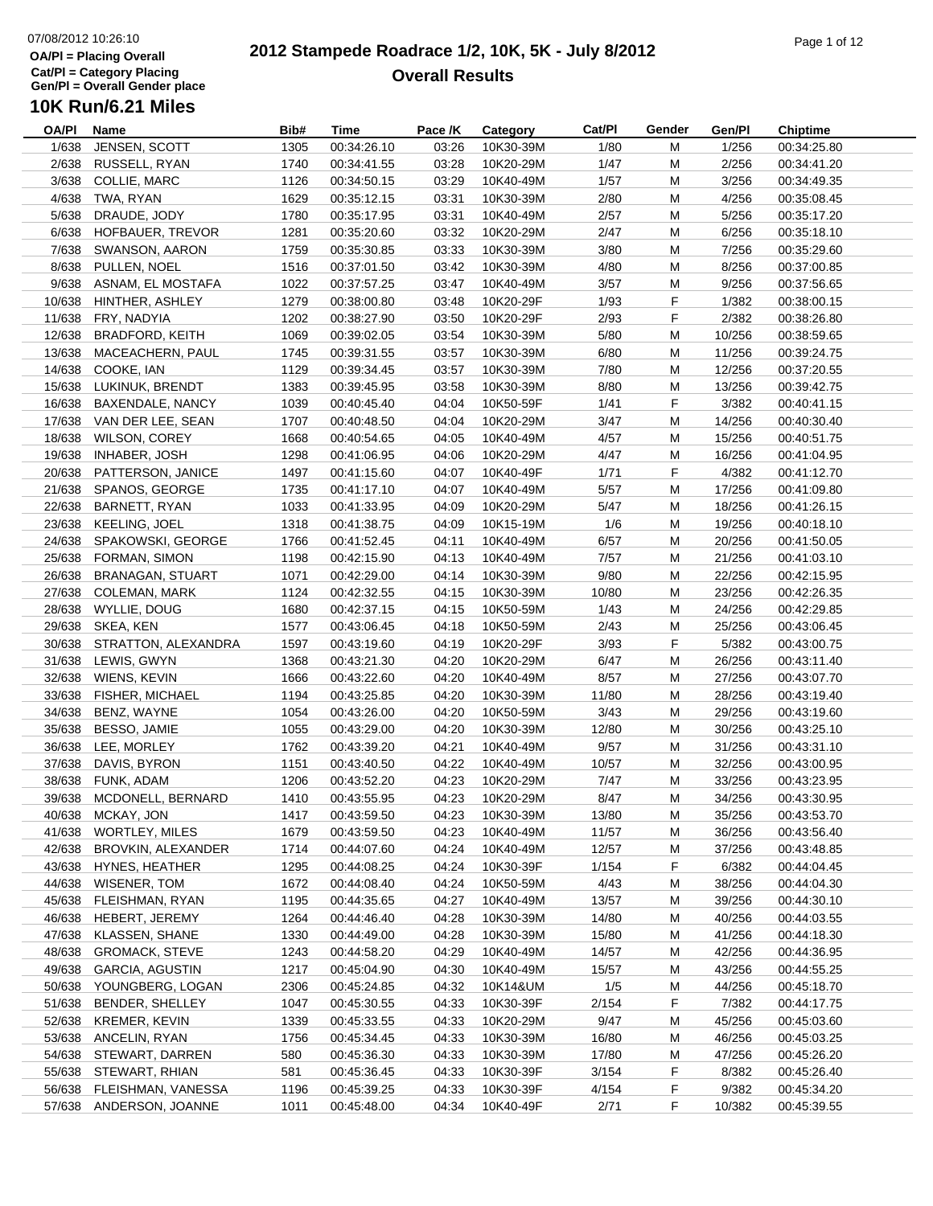# 2012 Stampede Roadrace 1/2, 10K, 5K - July 8/2012

## Overall Results

07/08/2012 10:26:10

OA/Pl = Placing Overall
Cat/Pl = Category Placing
Gen/Pl = Overall Gender place

### 10K Run/6.21 Miles

| OA/Pl | Name | Bib# | Time | Pace /K | Category | Cat/Pl | Gender | Gen/Pl | Chiptime |
|---|---|---|---|---|---|---|---|---|---|
| 1/638 | JENSEN, SCOTT | 1305 | 00:34:26.10 | 03:26 | 10K30-39M | 1/80 | M | 1/256 | 00:34:25.80 |
| 2/638 | RUSSELL, RYAN | 1740 | 00:34:41.55 | 03:28 | 10K20-29M | 1/47 | M | 2/256 | 00:34:41.20 |
| 3/638 | COLLIE, MARC | 1126 | 00:34:50.15 | 03:29 | 10K40-49M | 1/57 | M | 3/256 | 00:34:49.35 |
| 4/638 | TWA, RYAN | 1629 | 00:35:12.15 | 03:31 | 10K30-39M | 2/80 | M | 4/256 | 00:35:08.45 |
| 5/638 | DRAUDE, JODY | 1780 | 00:35:17.95 | 03:31 | 10K40-49M | 2/57 | M | 5/256 | 00:35:17.20 |
| 6/638 | HOFBAUER, TREVOR | 1281 | 00:35:20.60 | 03:32 | 10K20-29M | 2/47 | M | 6/256 | 00:35:18.10 |
| 7/638 | SWANSON, AARON | 1759 | 00:35:30.85 | 03:33 | 10K30-39M | 3/80 | M | 7/256 | 00:35:29.60 |
| 8/638 | PULLEN, NOEL | 1516 | 00:37:01.50 | 03:42 | 10K30-39M | 4/80 | M | 8/256 | 00:37:00.85 |
| 9/638 | ASNAM, EL MOSTAFA | 1022 | 00:37:57.25 | 03:47 | 10K40-49M | 3/57 | M | 9/256 | 00:37:56.65 |
| 10/638 | HINTHER, ASHLEY | 1279 | 00:38:00.80 | 03:48 | 10K20-29F | 1/93 | F | 1/382 | 00:38:00.15 |
| 11/638 | FRY, NADYIA | 1202 | 00:38:27.90 | 03:50 | 10K20-29F | 2/93 | F | 2/382 | 00:38:26.80 |
| 12/638 | BRADFORD, KEITH | 1069 | 00:39:02.05 | 03:54 | 10K30-39M | 5/80 | M | 10/256 | 00:38:59.65 |
| 13/638 | MACEACHERN, PAUL | 1745 | 00:39:31.55 | 03:57 | 10K30-39M | 6/80 | M | 11/256 | 00:39:24.75 |
| 14/638 | COOKE, IAN | 1129 | 00:39:34.45 | 03:57 | 10K30-39M | 7/80 | M | 12/256 | 00:37:20.55 |
| 15/638 | LUKINUK, BRENDT | 1383 | 00:39:45.95 | 03:58 | 10K30-39M | 8/80 | M | 13/256 | 00:39:42.75 |
| 16/638 | BAXENDALE, NANCY | 1039 | 00:40:45.40 | 04:04 | 10K50-59F | 1/41 | F | 3/382 | 00:40:41.15 |
| 17/638 | VAN DER LEE, SEAN | 1707 | 00:40:48.50 | 04:04 | 10K20-29M | 3/47 | M | 14/256 | 00:40:30.40 |
| 18/638 | WILSON, COREY | 1668 | 00:40:54.65 | 04:05 | 10K40-49M | 4/57 | M | 15/256 | 00:40:51.75 |
| 19/638 | INHABER, JOSH | 1298 | 00:41:06.95 | 04:06 | 10K20-29M | 4/47 | M | 16/256 | 00:41:04.95 |
| 20/638 | PATTERSON, JANICE | 1497 | 00:41:15.60 | 04:07 | 10K40-49F | 1/71 | F | 4/382 | 00:41:12.70 |
| 21/638 | SPANOS, GEORGE | 1735 | 00:41:17.10 | 04:07 | 10K40-49M | 5/57 | M | 17/256 | 00:41:09.80 |
| 22/638 | BARNETT, RYAN | 1033 | 00:41:33.95 | 04:09 | 10K20-29M | 5/47 | M | 18/256 | 00:41:26.15 |
| 23/638 | KEELING, JOEL | 1318 | 00:41:38.75 | 04:09 | 10K15-19M | 1/6 | M | 19/256 | 00:40:18.10 |
| 24/638 | SPAKOWSKI, GEORGE | 1766 | 00:41:52.45 | 04:11 | 10K40-49M | 6/57 | M | 20/256 | 00:41:50.05 |
| 25/638 | FORMAN, SIMON | 1198 | 00:42:15.90 | 04:13 | 10K40-49M | 7/57 | M | 21/256 | 00:41:03.10 |
| 26/638 | BRANAGAN, STUART | 1071 | 00:42:29.00 | 04:14 | 10K30-39M | 9/80 | M | 22/256 | 00:42:15.95 |
| 27/638 | COLEMAN, MARK | 1124 | 00:42:32.55 | 04:15 | 10K30-39M | 10/80 | M | 23/256 | 00:42:26.35 |
| 28/638 | WYLLIE, DOUG | 1680 | 00:42:37.15 | 04:15 | 10K50-59M | 1/43 | M | 24/256 | 00:42:29.85 |
| 29/638 | SKEA, KEN | 1577 | 00:43:06.45 | 04:18 | 10K50-59M | 2/43 | M | 25/256 | 00:43:06.45 |
| 30/638 | STRATTON, ALEXANDRA | 1597 | 00:43:19.60 | 04:19 | 10K20-29F | 3/93 | F | 5/382 | 00:43:00.75 |
| 31/638 | LEWIS, GWYN | 1368 | 00:43:21.30 | 04:20 | 10K20-29M | 6/47 | M | 26/256 | 00:43:11.40 |
| 32/638 | WIENS, KEVIN | 1666 | 00:43:22.60 | 04:20 | 10K40-49M | 8/57 | M | 27/256 | 00:43:07.70 |
| 33/638 | FISHER, MICHAEL | 1194 | 00:43:25.85 | 04:20 | 10K30-39M | 11/80 | M | 28/256 | 00:43:19.40 |
| 34/638 | BENZ, WAYNE | 1054 | 00:43:26.00 | 04:20 | 10K50-59M | 3/43 | M | 29/256 | 00:43:19.60 |
| 35/638 | BESSO, JAMIE | 1055 | 00:43:29.00 | 04:20 | 10K30-39M | 12/80 | M | 30/256 | 00:43:25.10 |
| 36/638 | LEE, MORLEY | 1762 | 00:43:39.20 | 04:21 | 10K40-49M | 9/57 | M | 31/256 | 00:43:31.10 |
| 37/638 | DAVIS, BYRON | 1151 | 00:43:40.50 | 04:22 | 10K40-49M | 10/57 | M | 32/256 | 00:43:00.95 |
| 38/638 | FUNK, ADAM | 1206 | 00:43:52.20 | 04:23 | 10K20-29M | 7/47 | M | 33/256 | 00:43:23.95 |
| 39/638 | MCDONELL, BERNARD | 1410 | 00:43:55.95 | 04:23 | 10K20-29M | 8/47 | M | 34/256 | 00:43:30.95 |
| 40/638 | MCKAY, JON | 1417 | 00:43:59.50 | 04:23 | 10K30-39M | 13/80 | M | 35/256 | 00:43:53.70 |
| 41/638 | WORTLEY, MILES | 1679 | 00:43:59.50 | 04:23 | 10K40-49M | 11/57 | M | 36/256 | 00:43:56.40 |
| 42/638 | BROVKIN, ALEXANDER | 1714 | 00:44:07.60 | 04:24 | 10K40-49M | 12/57 | M | 37/256 | 00:43:48.85 |
| 43/638 | HYNES, HEATHER | 1295 | 00:44:08.25 | 04:24 | 10K30-39F | 1/154 | F | 6/382 | 00:44:04.45 |
| 44/638 | WISENER, TOM | 1672 | 00:44:08.40 | 04:24 | 10K50-59M | 4/43 | M | 38/256 | 00:44:04.30 |
| 45/638 | FLEISHMAN, RYAN | 1195 | 00:44:35.65 | 04:27 | 10K40-49M | 13/57 | M | 39/256 | 00:44:30.10 |
| 46/638 | HEBERT, JEREMY | 1264 | 00:44:46.40 | 04:28 | 10K30-39M | 14/80 | M | 40/256 | 00:44:03.55 |
| 47/638 | KLASSEN, SHANE | 1330 | 00:44:49.00 | 04:28 | 10K30-39M | 15/80 | M | 41/256 | 00:44:18.30 |
| 48/638 | GROMACK, STEVE | 1243 | 00:44:58.20 | 04:29 | 10K40-49M | 14/57 | M | 42/256 | 00:44:36.95 |
| 49/638 | GARCIA, AGUSTIN | 1217 | 00:45:04.90 | 04:30 | 10K40-49M | 15/57 | M | 43/256 | 00:44:55.25 |
| 50/638 | YOUNGBERG, LOGAN | 2306 | 00:45:24.85 | 04:32 | 10K14&UM | 1/5 | M | 44/256 | 00:45:18.70 |
| 51/638 | BENDER, SHELLEY | 1047 | 00:45:30.55 | 04:33 | 10K30-39F | 2/154 | F | 7/382 | 00:44:17.75 |
| 52/638 | KREMER, KEVIN | 1339 | 00:45:33.55 | 04:33 | 10K20-29M | 9/47 | M | 45/256 | 00:45:03.60 |
| 53/638 | ANCELIN, RYAN | 1756 | 00:45:34.45 | 04:33 | 10K30-39M | 16/80 | M | 46/256 | 00:45:03.25 |
| 54/638 | STEWART, DARREN | 580 | 00:45:36.30 | 04:33 | 10K30-39M | 17/80 | M | 47/256 | 00:45:26.20 |
| 55/638 | STEWART, RHIAN | 581 | 00:45:36.45 | 04:33 | 10K30-39F | 3/154 | F | 8/382 | 00:45:26.40 |
| 56/638 | FLEISHMAN, VANESSA | 1196 | 00:45:39.25 | 04:33 | 10K30-39F | 4/154 | F | 9/382 | 00:45:34.20 |
| 57/638 | ANDERSON, JOANNE | 1011 | 00:45:48.00 | 04:34 | 10K40-49F | 2/71 | F | 10/382 | 00:45:39.55 |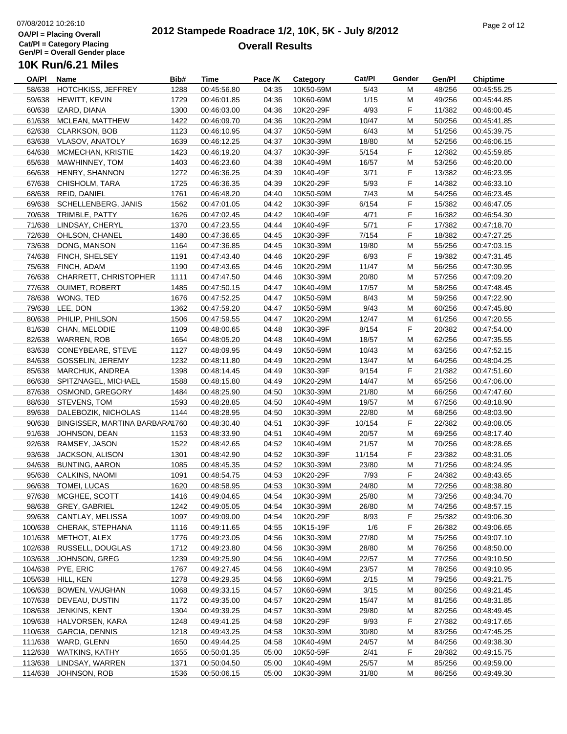# 2012 Stampede Roadrace 1/2, 10K, 5K - July 8/2012

## Overall Results

07/08/2012 10:26:10

OA/Pl = Placing Overall
Cat/Pl = Category Placing
Gen/Pl = Overall Gender place

### 10K Run/6.21 Miles

| OA/Pl | Name | Bib# | Time | Pace /K | Category | Cat/Pl | Gender | Gen/Pl | Chiptime |
|---|---|---|---|---|---|---|---|---|---|
| 58/638 | HOTCHKISS, JEFFREY | 1288 | 00:45:56.80 | 04:35 | 10K50-59M | 5/43 | M | 48/256 | 00:45:55.25 |
| 59/638 | HEWITT, KEVIN | 1729 | 00:46:01.85 | 04:36 | 10K60-69M | 1/15 | M | 49/256 | 00:45:44.85 |
| 60/638 | IZARD, DIANA | 1300 | 00:46:03.00 | 04:36 | 10K20-29F | 4/93 | F | 11/382 | 00:46:00.45 |
| 61/638 | MCLEAN, MATTHEW | 1422 | 00:46:09.70 | 04:36 | 10K20-29M | 10/47 | M | 50/256 | 00:45:41.85 |
| 62/638 | CLARKSON, BOB | 1123 | 00:46:10.95 | 04:37 | 10K50-59M | 6/43 | M | 51/256 | 00:45:39.75 |
| 63/638 | VLASOV, ANATOLY | 1639 | 00:46:12.25 | 04:37 | 10K30-39M | 18/80 | M | 52/256 | 00:46:06.15 |
| 64/638 | MCMECHAN, KRISTIE | 1423 | 00:46:19.20 | 04:37 | 10K30-39F | 5/154 | F | 12/382 | 00:45:59.85 |
| 65/638 | MAWHINNEY, TOM | 1403 | 00:46:23.60 | 04:38 | 10K40-49M | 16/57 | M | 53/256 | 00:46:20.00 |
| 66/638 | HENRY, SHANNON | 1272 | 00:46:36.25 | 04:39 | 10K40-49F | 3/71 | F | 13/382 | 00:46:23.95 |
| 67/638 | CHISHOLM, TARA | 1725 | 00:46:36.35 | 04:39 | 10K20-29F | 5/93 | F | 14/382 | 00:46:33.10 |
| 68/638 | REID, DANIEL | 1761 | 00:46:48.20 | 04:40 | 10K50-59M | 7/43 | M | 54/256 | 00:46:23.45 |
| 69/638 | SCHELLENBERG, JANIS | 1562 | 00:47:01.05 | 04:42 | 10K30-39F | 6/154 | F | 15/382 | 00:46:47.05 |
| 70/638 | TRIMBLE, PATTY | 1626 | 00:47:02.45 | 04:42 | 10K40-49F | 4/71 | F | 16/382 | 00:46:54.30 |
| 71/638 | LINDSAY, CHERYL | 1370 | 00:47:23.55 | 04:44 | 10K40-49F | 5/71 | F | 17/382 | 00:47:18.70 |
| 72/638 | OHLSON, CHANEL | 1480 | 00:47:36.65 | 04:45 | 10K30-39F | 7/154 | F | 18/382 | 00:47:27.25 |
| 73/638 | DONG, MANSON | 1164 | 00:47:36.85 | 04:45 | 10K30-39M | 19/80 | M | 55/256 | 00:47:03.15 |
| 74/638 | FINCH, SHELSEY | 1191 | 00:47:43.40 | 04:46 | 10K20-29F | 6/93 | F | 19/382 | 00:47:31.45 |
| 75/638 | FINCH, ADAM | 1190 | 00:47:43.65 | 04:46 | 10K20-29M | 11/47 | M | 56/256 | 00:47:30.95 |
| 76/638 | CHARRETT, CHRISTOPHER | 1111 | 00:47:47.50 | 04:46 | 10K30-39M | 20/80 | M | 57/256 | 00:47:09.20 |
| 77/638 | OUIMET, ROBERT | 1485 | 00:47:50.15 | 04:47 | 10K40-49M | 17/57 | M | 58/256 | 00:47:48.45 |
| 78/638 | WONG, TED | 1676 | 00:47:52.25 | 04:47 | 10K50-59M | 8/43 | M | 59/256 | 00:47:22.90 |
| 79/638 | LEE, DON | 1362 | 00:47:59.20 | 04:47 | 10K50-59M | 9/43 | M | 60/256 | 00:47:45.80 |
| 80/638 | PHILIP, PHILSON | 1506 | 00:47:59.55 | 04:47 | 10K20-29M | 12/47 | M | 61/256 | 00:47:20.55 |
| 81/638 | CHAN, MELODIE | 1109 | 00:48:00.65 | 04:48 | 10K30-39F | 8/154 | F | 20/382 | 00:47:54.00 |
| 82/638 | WARREN, ROB | 1654 | 00:48:05.20 | 04:48 | 10K40-49M | 18/57 | M | 62/256 | 00:47:35.55 |
| 83/638 | CONEYBEARE, STEVE | 1127 | 00:48:09.95 | 04:49 | 10K50-59M | 10/43 | M | 63/256 | 00:47:52.15 |
| 84/638 | GOSSELIN, JEREMY | 1232 | 00:48:11.80 | 04:49 | 10K20-29M | 13/47 | M | 64/256 | 00:48:04.25 |
| 85/638 | MARCHUK, ANDREA | 1398 | 00:48:14.45 | 04:49 | 10K30-39F | 9/154 | F | 21/382 | 00:47:51.60 |
| 86/638 | SPITZNAGEL, MICHAEL | 1588 | 00:48:15.80 | 04:49 | 10K20-29M | 14/47 | M | 65/256 | 00:47:06.00 |
| 87/638 | OSMOND, GREGORY | 1484 | 00:48:25.90 | 04:50 | 10K30-39M | 21/80 | M | 66/256 | 00:47:47.60 |
| 88/638 | STEVENS, TOM | 1593 | 00:48:28.85 | 04:50 | 10K40-49M | 19/57 | M | 67/256 | 00:48:18.90 |
| 89/638 | DALEBOZIK, NICHOLAS | 1144 | 00:48:28.95 | 04:50 | 10K30-39M | 22/80 | M | 68/256 | 00:48:03.90 |
| 90/638 | BINGISSER, MARTINA BARBARA | 1760 | 00:48:30.40 | 04:51 | 10K30-39F | 10/154 | F | 22/382 | 00:48:08.05 |
| 91/638 | JOHNSON, DEAN | 1153 | 00:48:33.90 | 04:51 | 10K40-49M | 20/57 | M | 69/256 | 00:48:17.40 |
| 92/638 | RAMSEY, JASON | 1522 | 00:48:42.65 | 04:52 | 10K40-49M | 21/57 | M | 70/256 | 00:48:28.65 |
| 93/638 | JACKSON, ALISON | 1301 | 00:48:42.90 | 04:52 | 10K30-39F | 11/154 | F | 23/382 | 00:48:31.05 |
| 94/638 | BUNTING, AARON | 1085 | 00:48:45.35 | 04:52 | 10K30-39M | 23/80 | M | 71/256 | 00:48:24.95 |
| 95/638 | CALKINS, NAOMI | 1091 | 00:48:54.75 | 04:53 | 10K20-29F | 7/93 | F | 24/382 | 00:48:43.65 |
| 96/638 | TOMEI, LUCAS | 1620 | 00:48:58.95 | 04:53 | 10K30-39M | 24/80 | M | 72/256 | 00:48:38.80 |
| 97/638 | MCGHEE, SCOTT | 1416 | 00:49:04.65 | 04:54 | 10K30-39M | 25/80 | M | 73/256 | 00:48:34.70 |
| 98/638 | GREY, GABRIEL | 1242 | 00:49:05.05 | 04:54 | 10K30-39M | 26/80 | M | 74/256 | 00:48:57.15 |
| 99/638 | CANTLAY, MELISSA | 1097 | 00:49:09.00 | 04:54 | 10K20-29F | 8/93 | F | 25/382 | 00:49:06.30 |
| 100/638 | CHERAK, STEPHANA | 1116 | 00:49:11.65 | 04:55 | 10K15-19F | 1/6 | F | 26/382 | 00:49:06.65 |
| 101/638 | METHOT, ALEX | 1776 | 00:49:23.05 | 04:56 | 10K30-39M | 27/80 | M | 75/256 | 00:49:07.10 |
| 102/638 | RUSSELL, DOUGLAS | 1712 | 00:49:23.80 | 04:56 | 10K30-39M | 28/80 | M | 76/256 | 00:48:50.00 |
| 103/638 | JOHNSON, GREG | 1239 | 00:49:25.90 | 04:56 | 10K40-49M | 22/57 | M | 77/256 | 00:49:10.50 |
| 104/638 | PYE, ERIC | 1767 | 00:49:27.45 | 04:56 | 10K40-49M | 23/57 | M | 78/256 | 00:49:10.95 |
| 105/638 | HILL, KEN | 1278 | 00:49:29.35 | 04:56 | 10K60-69M | 2/15 | M | 79/256 | 00:49:21.75 |
| 106/638 | BOWEN, VAUGHAN | 1068 | 00:49:33.15 | 04:57 | 10K60-69M | 3/15 | M | 80/256 | 00:49:21.45 |
| 107/638 | DEVEAU, DUSTIN | 1172 | 00:49:35.00 | 04:57 | 10K20-29M | 15/47 | M | 81/256 | 00:48:31.85 |
| 108/638 | JENKINS, KENT | 1304 | 00:49:39.25 | 04:57 | 10K30-39M | 29/80 | M | 82/256 | 00:48:49.45 |
| 109/638 | HALVORSEN, KARA | 1248 | 00:49:41.25 | 04:58 | 10K20-29F | 9/93 | F | 27/382 | 00:49:17.65 |
| 110/638 | GARCIA, DENNIS | 1218 | 00:49:43.25 | 04:58 | 10K30-39M | 30/80 | M | 83/256 | 00:47:45.25 |
| 111/638 | WARD, GLENN | 1650 | 00:49:44.25 | 04:58 | 10K40-49M | 24/57 | M | 84/256 | 00:49:38.30 |
| 112/638 | WATKINS, KATHY | 1655 | 00:50:01.35 | 05:00 | 10K50-59F | 2/41 | F | 28/382 | 00:49:15.75 |
| 113/638 | LINDSAY, WARREN | 1371 | 00:50:04.50 | 05:00 | 10K40-49M | 25/57 | M | 85/256 | 00:49:59.00 |
| 114/638 | JOHNSON, ROB | 1536 | 00:50:06.15 | 05:00 | 10K30-39M | 31/80 | M | 86/256 | 00:49:49.30 |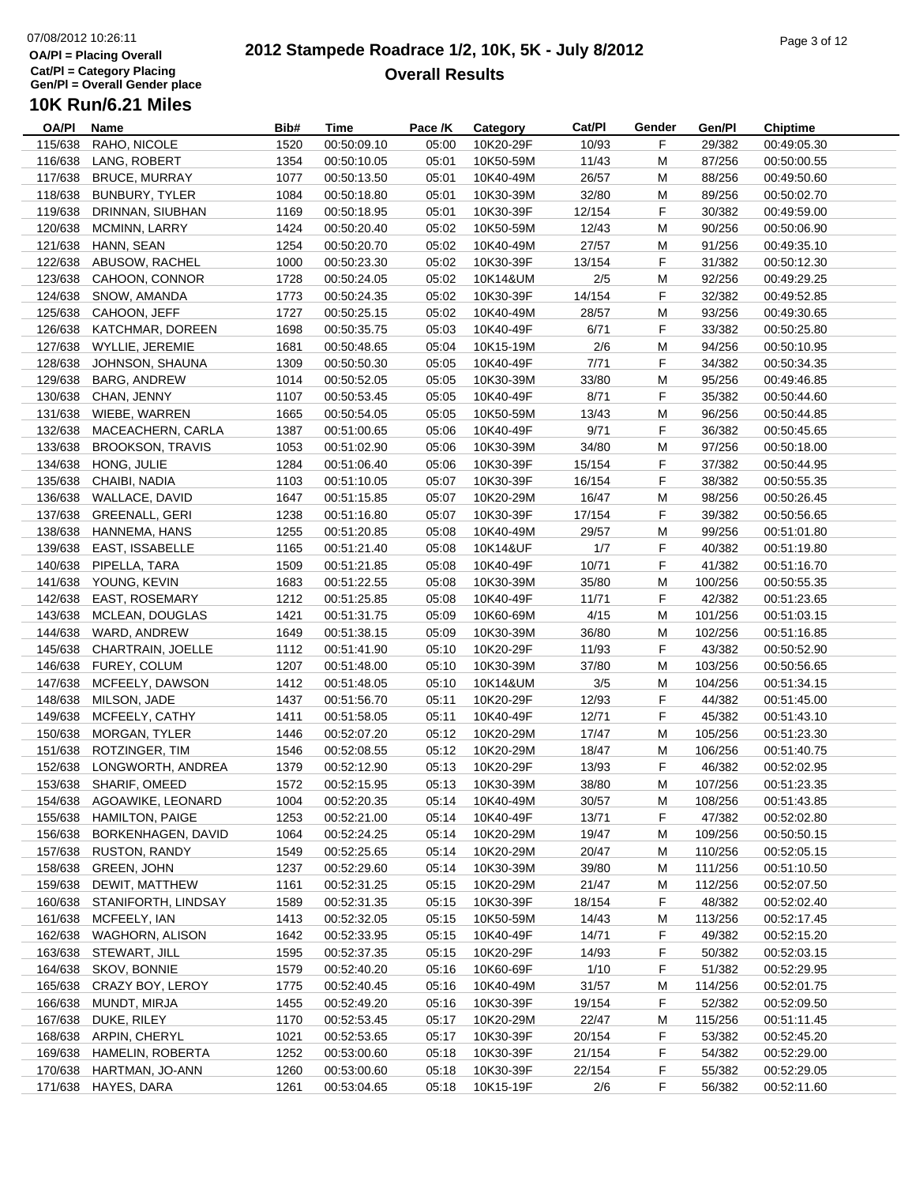# 2012 Stampede Roadrace 1/2, 10K, 5K - July 8/2012

## Overall Results

07/08/2012 10:26:11

OA/Pl = Placing Overall
Cat/Pl = Category Placing
Gen/Pl = Overall Gender place

### 10K Run/6.21 Miles

| OA/Pl | Name | Bib# | Time | Pace /K | Category | Cat/Pl | Gender | Gen/Pl | Chiptime |
|---|---|---|---|---|---|---|---|---|---|
| 115/638 | RAHO, NICOLE | 1520 | 00:50:09.10 | 05:00 | 10K20-29F | 10/93 | F | 29/382 | 00:49:05.30 |
| 116/638 | LANG, ROBERT | 1354 | 00:50:10.05 | 05:01 | 10K50-59M | 11/43 | M | 87/256 | 00:50:00.55 |
| 117/638 | BRUCE, MURRAY | 1077 | 00:50:13.50 | 05:01 | 10K40-49M | 26/57 | M | 88/256 | 00:49:50.60 |
| 118/638 | BUNBURY, TYLER | 1084 | 00:50:18.80 | 05:01 | 10K30-39M | 32/80 | M | 89/256 | 00:50:02.70 |
| 119/638 | DRINNAN, SIUBHAN | 1169 | 00:50:18.95 | 05:01 | 10K30-39F | 12/154 | F | 30/382 | 00:49:59.00 |
| 120/638 | MCMINN, LARRY | 1424 | 00:50:20.40 | 05:02 | 10K50-59M | 12/43 | M | 90/256 | 00:50:06.90 |
| 121/638 | HANN, SEAN | 1254 | 00:50:20.70 | 05:02 | 10K40-49M | 27/57 | M | 91/256 | 00:49:35.10 |
| 122/638 | ABUSOW, RACHEL | 1000 | 00:50:23.30 | 05:02 | 10K30-39F | 13/154 | F | 31/382 | 00:50:12.30 |
| 123/638 | CAHOON, CONNOR | 1728 | 00:50:24.05 | 05:02 | 10K14&UM | 2/5 | M | 92/256 | 00:49:29.25 |
| 124/638 | SNOW, AMANDA | 1773 | 00:50:24.35 | 05:02 | 10K30-39F | 14/154 | F | 32/382 | 00:49:52.85 |
| 125/638 | CAHOON, JEFF | 1727 | 00:50:25.15 | 05:02 | 10K40-49M | 28/57 | M | 93/256 | 00:49:30.65 |
| 126/638 | KATCHMAR, DOREEN | 1698 | 00:50:35.75 | 05:03 | 10K40-49F | 6/71 | F | 33/382 | 00:50:25.80 |
| 127/638 | WYLLIE, JEREMIE | 1681 | 00:50:48.65 | 05:04 | 10K15-19M | 2/6 | M | 94/256 | 00:50:10.95 |
| 128/638 | JOHNSON, SHAUNA | 1309 | 00:50:50.30 | 05:05 | 10K40-49F | 7/71 | F | 34/382 | 00:50:34.35 |
| 129/638 | BARG, ANDREW | 1014 | 00:50:52.05 | 05:05 | 10K30-39M | 33/80 | M | 95/256 | 00:49:46.85 |
| 130/638 | CHAN, JENNY | 1107 | 00:50:53.45 | 05:05 | 10K40-49F | 8/71 | F | 35/382 | 00:50:44.60 |
| 131/638 | WIEBE, WARREN | 1665 | 00:50:54.05 | 05:05 | 10K50-59M | 13/43 | M | 96/256 | 00:50:44.85 |
| 132/638 | MACEACHERN, CARLA | 1387 | 00:51:00.65 | 05:06 | 10K40-49F | 9/71 | F | 36/382 | 00:50:45.65 |
| 133/638 | BROOKSON, TRAVIS | 1053 | 00:51:02.90 | 05:06 | 10K30-39M | 34/80 | M | 97/256 | 00:50:18.00 |
| 134/638 | HONG, JULIE | 1284 | 00:51:06.40 | 05:06 | 10K30-39F | 15/154 | F | 37/382 | 00:50:44.95 |
| 135/638 | CHAIBI, NADIA | 1103 | 00:51:10.05 | 05:07 | 10K30-39F | 16/154 | F | 38/382 | 00:50:55.35 |
| 136/638 | WALLACE, DAVID | 1647 | 00:51:15.85 | 05:07 | 10K20-29M | 16/47 | M | 98/256 | 00:50:26.45 |
| 137/638 | GREENALL, GERI | 1238 | 00:51:16.80 | 05:07 | 10K30-39F | 17/154 | F | 39/382 | 00:50:56.65 |
| 138/638 | HANNEMA, HANS | 1255 | 00:51:20.85 | 05:08 | 10K40-49M | 29/57 | M | 99/256 | 00:51:01.80 |
| 139/638 | EAST, ISSABELLE | 1165 | 00:51:21.40 | 05:08 | 10K14&UF | 1/7 | F | 40/382 | 00:51:19.80 |
| 140/638 | PIPELLA, TARA | 1509 | 00:51:21.85 | 05:08 | 10K40-49F | 10/71 | F | 41/382 | 00:51:16.70 |
| 141/638 | YOUNG, KEVIN | 1683 | 00:51:22.55 | 05:08 | 10K30-39M | 35/80 | M | 100/256 | 00:50:55.35 |
| 142/638 | EAST, ROSEMARY | 1212 | 00:51:25.85 | 05:08 | 10K40-49F | 11/71 | F | 42/382 | 00:51:23.65 |
| 143/638 | MCLEAN, DOUGLAS | 1421 | 00:51:31.75 | 05:09 | 10K60-69M | 4/15 | M | 101/256 | 00:51:03.15 |
| 144/638 | WARD, ANDREW | 1649 | 00:51:38.15 | 05:09 | 10K30-39M | 36/80 | M | 102/256 | 00:51:16.85 |
| 145/638 | CHARTRAIN, JOELLE | 1112 | 00:51:41.90 | 05:10 | 10K20-29F | 11/93 | F | 43/382 | 00:50:52.90 |
| 146/638 | FUREY, COLUM | 1207 | 00:51:48.00 | 05:10 | 10K30-39M | 37/80 | M | 103/256 | 00:50:56.65 |
| 147/638 | MCFEELY, DAWSON | 1412 | 00:51:48.05 | 05:10 | 10K14&UM | 3/5 | M | 104/256 | 00:51:34.15 |
| 148/638 | MILSON, JADE | 1437 | 00:51:56.70 | 05:11 | 10K20-29F | 12/93 | F | 44/382 | 00:51:45.00 |
| 149/638 | MCFEELY, CATHY | 1411 | 00:51:58.05 | 05:11 | 10K40-49F | 12/71 | F | 45/382 | 00:51:43.10 |
| 150/638 | MORGAN, TYLER | 1446 | 00:52:07.20 | 05:12 | 10K20-29M | 17/47 | M | 105/256 | 00:51:23.30 |
| 151/638 | ROTZINGER, TIM | 1546 | 00:52:08.55 | 05:12 | 10K20-29M | 18/47 | M | 106/256 | 00:51:40.75 |
| 152/638 | LONGWORTH, ANDREA | 1379 | 00:52:12.90 | 05:13 | 10K20-29F | 13/93 | F | 46/382 | 00:52:02.95 |
| 153/638 | SHARIF, OMEED | 1572 | 00:52:15.95 | 05:13 | 10K30-39M | 38/80 | M | 107/256 | 00:51:23.35 |
| 154/638 | AGOAWIKE, LEONARD | 1004 | 00:52:20.35 | 05:14 | 10K40-49M | 30/57 | M | 108/256 | 00:51:43.85 |
| 155/638 | HAMILTON, PAIGE | 1253 | 00:52:21.00 | 05:14 | 10K40-49F | 13/71 | F | 47/382 | 00:52:02.80 |
| 156/638 | BORKENHAGEN, DAVID | 1064 | 00:52:24.25 | 05:14 | 10K20-29M | 19/47 | M | 109/256 | 00:50:50.15 |
| 157/638 | RUSTON, RANDY | 1549 | 00:52:25.65 | 05:14 | 10K20-29M | 20/47 | M | 110/256 | 00:52:05.15 |
| 158/638 | GREEN, JOHN | 1237 | 00:52:29.60 | 05:14 | 10K30-39M | 39/80 | M | 111/256 | 00:51:10.50 |
| 159/638 | DEWIT, MATTHEW | 1161 | 00:52:31.25 | 05:15 | 10K20-29M | 21/47 | M | 112/256 | 00:52:07.50 |
| 160/638 | STANIFORTH, LINDSAY | 1589 | 00:52:31.35 | 05:15 | 10K30-39F | 18/154 | F | 48/382 | 00:52:02.40 |
| 161/638 | MCFEELY, IAN | 1413 | 00:52:32.05 | 05:15 | 10K50-59M | 14/43 | M | 113/256 | 00:52:17.45 |
| 162/638 | WAGHORN, ALISON | 1642 | 00:52:33.95 | 05:15 | 10K40-49F | 14/71 | F | 49/382 | 00:52:15.20 |
| 163/638 | STEWART, JILL | 1595 | 00:52:37.35 | 05:15 | 10K20-29F | 14/93 | F | 50/382 | 00:52:03.15 |
| 164/638 | SKOV, BONNIE | 1579 | 00:52:40.20 | 05:16 | 10K60-69F | 1/10 | F | 51/382 | 00:52:29.95 |
| 165/638 | CRAZY BOY, LEROY | 1775 | 00:52:40.45 | 05:16 | 10K40-49M | 31/57 | M | 114/256 | 00:52:01.75 |
| 166/638 | MUNDT, MIRJA | 1455 | 00:52:49.20 | 05:16 | 10K30-39F | 19/154 | F | 52/382 | 00:52:09.50 |
| 167/638 | DUKE, RILEY | 1170 | 00:52:53.45 | 05:17 | 10K20-29M | 22/47 | M | 115/256 | 00:51:11.45 |
| 168/638 | ARPIN, CHERYL | 1021 | 00:52:53.65 | 05:17 | 10K30-39F | 20/154 | F | 53/382 | 00:52:45.20 |
| 169/638 | HAMELIN, ROBERTA | 1252 | 00:53:00.60 | 05:18 | 10K30-39F | 21/154 | F | 54/382 | 00:52:29.00 |
| 170/638 | HARTMAN, JO-ANN | 1260 | 00:53:00.60 | 05:18 | 10K30-39F | 22/154 | F | 55/382 | 00:52:29.05 |
| 171/638 | HAYES, DARA | 1261 | 00:53:04.65 | 05:18 | 10K15-19F | 2/6 | F | 56/382 | 00:52:11.60 |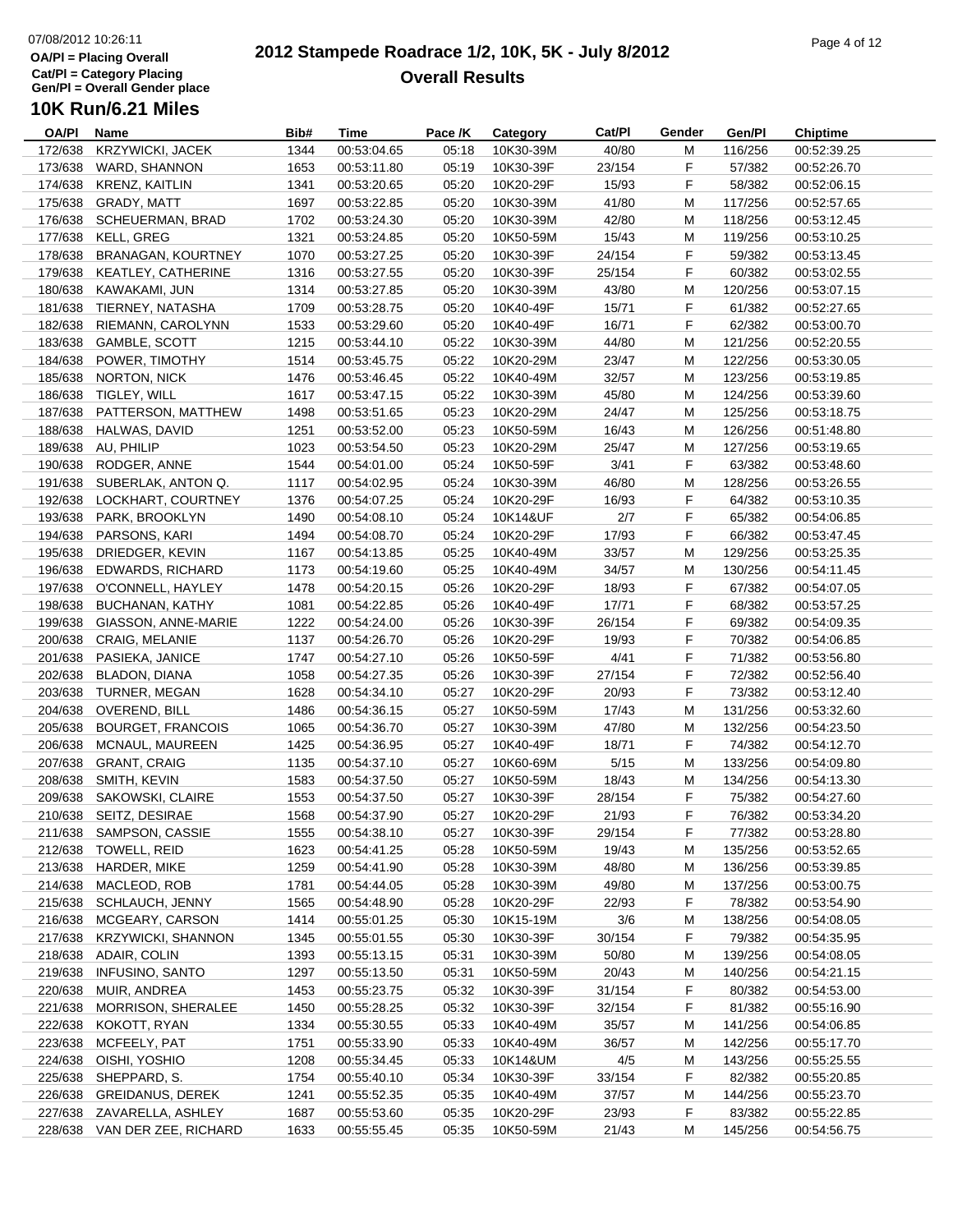# 2012 Stampede Roadrace 1/2, 10K, 5K - July 8/2012

## Overall Results

OA/Pl = Placing Overall
Cat/Pl = Category Placing
Gen/Pl = Overall Gender place

### 10K Run/6.21 Miles

| OA/Pl | Name | Bib# | Time | Pace /K | Category | Cat/Pl | Gender | Gen/Pl | Chiptime |
|---|---|---|---|---|---|---|---|---|---|
| 172/638 | KRZYWICKI, JACEK | 1344 | 00:53:04.65 | 05:18 | 10K30-39M | 40/80 | M | 116/256 | 00:52:39.25 |
| 173/638 | WARD, SHANNON | 1653 | 00:53:11.80 | 05:19 | 10K30-39F | 23/154 | F | 57/382 | 00:52:26.70 |
| 174/638 | KRENZ, KAITLIN | 1341 | 00:53:20.65 | 05:20 | 10K20-29F | 15/93 | F | 58/382 | 00:52:06.15 |
| 175/638 | GRADY, MATT | 1697 | 00:53:22.85 | 05:20 | 10K30-39M | 41/80 | M | 117/256 | 00:52:57.65 |
| 176/638 | SCHEUERMAN, BRAD | 1702 | 00:53:24.30 | 05:20 | 10K30-39M | 42/80 | M | 118/256 | 00:53:12.45 |
| 177/638 | KELL, GREG | 1321 | 00:53:24.85 | 05:20 | 10K50-59M | 15/43 | M | 119/256 | 00:53:10.25 |
| 178/638 | BRANAGAN, KOURTNEY | 1070 | 00:53:27.25 | 05:20 | 10K30-39F | 24/154 | F | 59/382 | 00:53:13.45 |
| 179/638 | KEATLEY, CATHERINE | 1316 | 00:53:27.55 | 05:20 | 10K30-39F | 25/154 | F | 60/382 | 00:53:02.55 |
| 180/638 | KAWAKAMI, JUN | 1314 | 00:53:27.85 | 05:20 | 10K30-39M | 43/80 | M | 120/256 | 00:53:07.15 |
| 181/638 | TIERNEY, NATASHA | 1709 | 00:53:28.75 | 05:20 | 10K40-49F | 15/71 | F | 61/382 | 00:52:27.65 |
| 182/638 | RIEMANN, CAROLYNN | 1533 | 00:53:29.60 | 05:20 | 10K40-49F | 16/71 | F | 62/382 | 00:53:00.70 |
| 183/638 | GAMBLE, SCOTT | 1215 | 00:53:44.10 | 05:22 | 10K30-39M | 44/80 | M | 121/256 | 00:52:20.55 |
| 184/638 | POWER, TIMOTHY | 1514 | 00:53:45.75 | 05:22 | 10K20-29M | 23/47 | M | 122/256 | 00:53:30.05 |
| 185/638 | NORTON, NICK | 1476 | 00:53:46.45 | 05:22 | 10K40-49M | 32/57 | M | 123/256 | 00:53:19.85 |
| 186/638 | TIGLEY, WILL | 1617 | 00:53:47.15 | 05:22 | 10K30-39M | 45/80 | M | 124/256 | 00:53:39.60 |
| 187/638 | PATTERSON, MATTHEW | 1498 | 00:53:51.65 | 05:23 | 10K20-29M | 24/47 | M | 125/256 | 00:53:18.75 |
| 188/638 | HALWAS, DAVID | 1251 | 00:53:52.00 | 05:23 | 10K50-59M | 16/43 | M | 126/256 | 00:51:48.80 |
| 189/638 | AU, PHILIP | 1023 | 00:53:54.50 | 05:23 | 10K20-29M | 25/47 | M | 127/256 | 00:53:19.65 |
| 190/638 | RODGER, ANNE | 1544 | 00:54:01.00 | 05:24 | 10K50-59F | 3/41 | F | 63/382 | 00:53:48.60 |
| 191/638 | SUBERLAK, ANTON Q. | 1117 | 00:54:02.95 | 05:24 | 10K30-39M | 46/80 | M | 128/256 | 00:53:26.55 |
| 192/638 | LOCKHART, COURTNEY | 1376 | 00:54:07.25 | 05:24 | 10K20-29F | 16/93 | F | 64/382 | 00:53:10.35 |
| 193/638 | PARK, BROOKLYN | 1490 | 00:54:08.10 | 05:24 | 10K14&UF | 2/7 | F | 65/382 | 00:54:06.85 |
| 194/638 | PARSONS, KARI | 1494 | 00:54:08.70 | 05:24 | 10K20-29F | 17/93 | F | 66/382 | 00:53:47.45 |
| 195/638 | DRIEDGER, KEVIN | 1167 | 00:54:13.85 | 05:25 | 10K40-49M | 33/57 | M | 129/256 | 00:53:25.35 |
| 196/638 | EDWARDS, RICHARD | 1173 | 00:54:19.60 | 05:25 | 10K40-49M | 34/57 | M | 130/256 | 00:54:11.45 |
| 197/638 | O'CONNELL, HAYLEY | 1478 | 00:54:20.15 | 05:26 | 10K20-29F | 18/93 | F | 67/382 | 00:54:07.05 |
| 198/638 | BUCHANAN, KATHY | 1081 | 00:54:22.85 | 05:26 | 10K40-49F | 17/71 | F | 68/382 | 00:53:57.25 |
| 199/638 | GIASSON, ANNE-MARIE | 1222 | 00:54:24.00 | 05:26 | 10K30-39F | 26/154 | F | 69/382 | 00:54:09.35 |
| 200/638 | CRAIG, MELANIE | 1137 | 00:54:26.70 | 05:26 | 10K20-29F | 19/93 | F | 70/382 | 00:54:06.85 |
| 201/638 | PASIEKA, JANICE | 1747 | 00:54:27.10 | 05:26 | 10K50-59F | 4/41 | F | 71/382 | 00:53:56.80 |
| 202/638 | BLADON, DIANA | 1058 | 00:54:27.35 | 05:26 | 10K30-39F | 27/154 | F | 72/382 | 00:52:56.40 |
| 203/638 | TURNER, MEGAN | 1628 | 00:54:34.10 | 05:27 | 10K20-29F | 20/93 | F | 73/382 | 00:53:12.40 |
| 204/638 | OVEREND, BILL | 1486 | 00:54:36.15 | 05:27 | 10K50-59M | 17/43 | M | 131/256 | 00:53:32.60 |
| 205/638 | BOURGET, FRANCOIS | 1065 | 00:54:36.70 | 05:27 | 10K30-39M | 47/80 | M | 132/256 | 00:54:23.50 |
| 206/638 | MCNAUL, MAUREEN | 1425 | 00:54:36.95 | 05:27 | 10K40-49F | 18/71 | F | 74/382 | 00:54:12.70 |
| 207/638 | GRANT, CRAIG | 1135 | 00:54:37.10 | 05:27 | 10K60-69M | 5/15 | M | 133/256 | 00:54:09.80 |
| 208/638 | SMITH, KEVIN | 1583 | 00:54:37.50 | 05:27 | 10K50-59M | 18/43 | M | 134/256 | 00:54:13.30 |
| 209/638 | SAKOWSKI, CLAIRE | 1553 | 00:54:37.50 | 05:27 | 10K30-39F | 28/154 | F | 75/382 | 00:54:27.60 |
| 210/638 | SEITZ, DESIRAE | 1568 | 00:54:37.90 | 05:27 | 10K20-29F | 21/93 | F | 76/382 | 00:53:34.20 |
| 211/638 | SAMPSON, CASSIE | 1555 | 00:54:38.10 | 05:27 | 10K30-39F | 29/154 | F | 77/382 | 00:53:28.80 |
| 212/638 | TOWELL, REID | 1623 | 00:54:41.25 | 05:28 | 10K50-59M | 19/43 | M | 135/256 | 00:53:52.65 |
| 213/638 | HARDER, MIKE | 1259 | 00:54:41.90 | 05:28 | 10K30-39M | 48/80 | M | 136/256 | 00:53:39.85 |
| 214/638 | MACLEOD, ROB | 1781 | 00:54:44.05 | 05:28 | 10K30-39M | 49/80 | M | 137/256 | 00:53:00.75 |
| 215/638 | SCHLAUCH, JENNY | 1565 | 00:54:48.90 | 05:28 | 10K20-29F | 22/93 | F | 78/382 | 00:53:54.90 |
| 216/638 | MCGEARY, CARSON | 1414 | 00:55:01.25 | 05:30 | 10K15-19M | 3/6 | M | 138/256 | 00:54:08.05 |
| 217/638 | KRZYWICKI, SHANNON | 1345 | 00:55:01.55 | 05:30 | 10K30-39F | 30/154 | F | 79/382 | 00:54:35.95 |
| 218/638 | ADAIR, COLIN | 1393 | 00:55:13.15 | 05:31 | 10K30-39M | 50/80 | M | 139/256 | 00:54:08.05 |
| 219/638 | INFUSINO, SANTO | 1297 | 00:55:13.50 | 05:31 | 10K50-59M | 20/43 | M | 140/256 | 00:54:21.15 |
| 220/638 | MUIR, ANDREA | 1453 | 00:55:23.75 | 05:32 | 10K30-39F | 31/154 | F | 80/382 | 00:54:53.00 |
| 221/638 | MORRISON, SHERALEE | 1450 | 00:55:28.25 | 05:32 | 10K30-39F | 32/154 | F | 81/382 | 00:55:16.90 |
| 222/638 | KOKOTT, RYAN | 1334 | 00:55:30.55 | 05:33 | 10K40-49M | 35/57 | M | 141/256 | 00:54:06.85 |
| 223/638 | MCFEELY, PAT | 1751 | 00:55:33.90 | 05:33 | 10K40-49M | 36/57 | M | 142/256 | 00:55:17.70 |
| 224/638 | OISHI, YOSHIO | 1208 | 00:55:34.45 | 05:33 | 10K14&UM | 4/5 | M | 143/256 | 00:55:25.55 |
| 225/638 | SHEPPARD, S. | 1754 | 00:55:40.10 | 05:34 | 10K30-39F | 33/154 | F | 82/382 | 00:55:20.85 |
| 226/638 | GREIDANUS, DEREK | 1241 | 00:55:52.35 | 05:35 | 10K40-49M | 37/57 | M | 144/256 | 00:55:23.70 |
| 227/638 | ZAVARELLA, ASHLEY | 1687 | 00:55:53.60 | 05:35 | 10K20-29F | 23/93 | F | 83/382 | 00:55:22.85 |
| 228/638 | VAN DER ZEE, RICHARD | 1633 | 00:55:55.45 | 05:35 | 10K50-59M | 21/43 | M | 145/256 | 00:54:56.75 |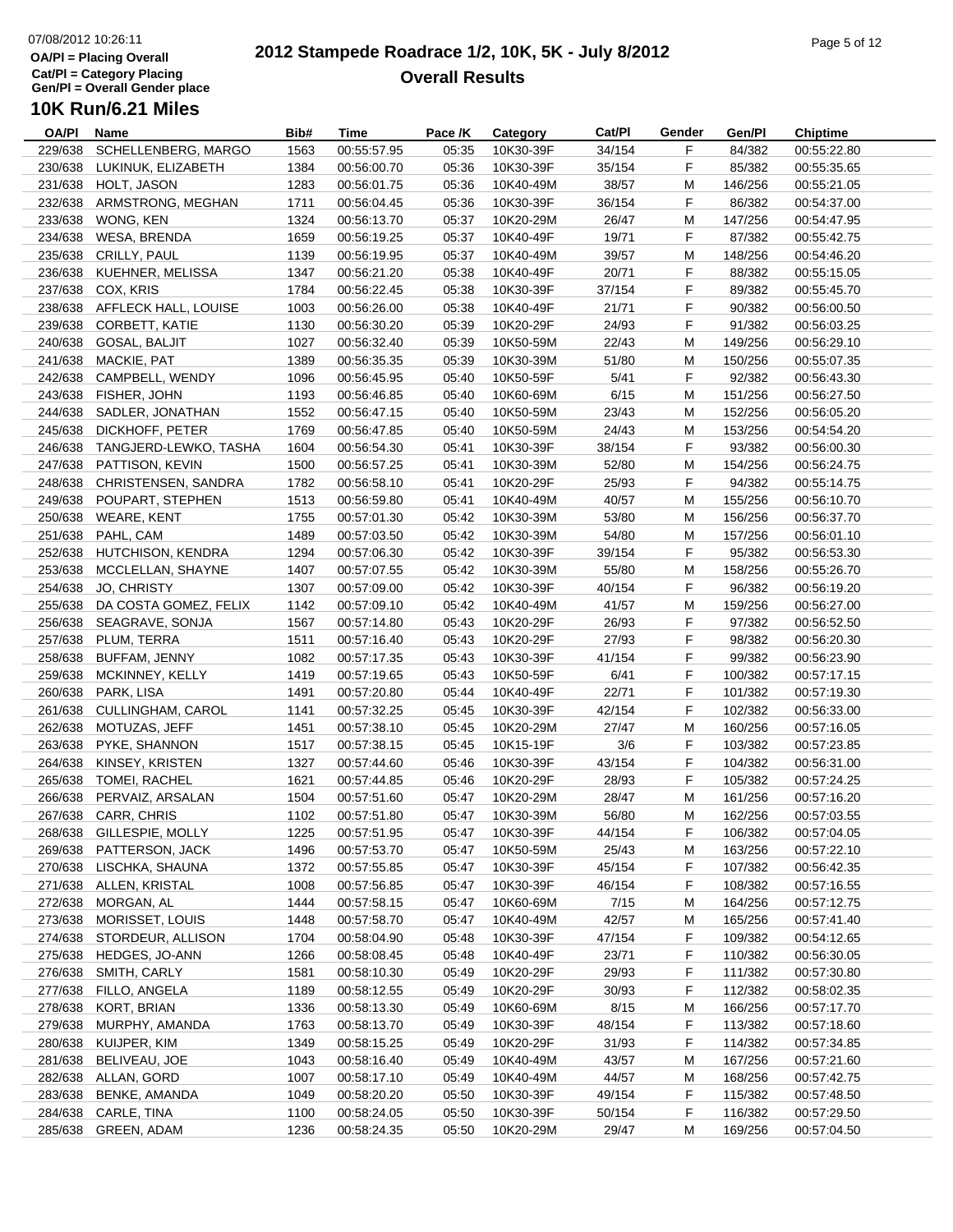# 2012 Stampede Roadrace 1/2, 10K, 5K - July 8/2012

## Overall Results

OA/Pl = Placing Overall
Cat/Pl = Category Placing
Gen/Pl = Overall Gender place

### 10K Run/6.21 Miles

| OA/Pl | Name | Bib# | Time | Pace /K | Category | Cat/Pl | Gender | Gen/Pl | Chiptime |
|---|---|---|---|---|---|---|---|---|---|
| 229/638 | SCHELLENBERG, MARGO | 1563 | 00:55:57.95 | 05:35 | 10K30-39F | 34/154 | F | 84/382 | 00:55:22.80 |
| 230/638 | LUKINUK, ELIZABETH | 1384 | 00:56:00.70 | 05:36 | 10K30-39F | 35/154 | F | 85/382 | 00:55:35.65 |
| 231/638 | HOLT, JASON | 1283 | 00:56:01.75 | 05:36 | 10K40-49M | 38/57 | M | 146/256 | 00:55:21.05 |
| 232/638 | ARMSTRONG, MEGHAN | 1711 | 00:56:04.45 | 05:36 | 10K30-39F | 36/154 | F | 86/382 | 00:54:37.00 |
| 233/638 | WONG, KEN | 1324 | 00:56:13.70 | 05:37 | 10K20-29M | 26/47 | M | 147/256 | 00:54:47.95 |
| 234/638 | WESA, BRENDA | 1659 | 00:56:19.25 | 05:37 | 10K40-49F | 19/71 | F | 87/382 | 00:55:42.75 |
| 235/638 | CRILLY, PAUL | 1139 | 00:56:19.95 | 05:37 | 10K40-49M | 39/57 | M | 148/256 | 00:54:46.20 |
| 236/638 | KUEHNER, MELISSA | 1347 | 00:56:21.20 | 05:38 | 10K40-49F | 20/71 | F | 88/382 | 00:55:15.05 |
| 237/638 | COX, KRIS | 1784 | 00:56:22.45 | 05:38 | 10K30-39F | 37/154 | F | 89/382 | 00:55:45.70 |
| 238/638 | AFFLECK HALL, LOUISE | 1003 | 00:56:26.00 | 05:38 | 10K40-49F | 21/71 | F | 90/382 | 00:56:00.50 |
| 239/638 | CORBETT, KATIE | 1130 | 00:56:30.20 | 05:39 | 10K20-29F | 24/93 | F | 91/382 | 00:56:03.25 |
| 240/638 | GOSAL, BALJIT | 1027 | 00:56:32.40 | 05:39 | 10K50-59M | 22/43 | M | 149/256 | 00:56:29.10 |
| 241/638 | MACKIE, PAT | 1389 | 00:56:35.35 | 05:39 | 10K30-39M | 51/80 | M | 150/256 | 00:55:07.35 |
| 242/638 | CAMPBELL, WENDY | 1096 | 00:56:45.95 | 05:40 | 10K50-59F | 5/41 | F | 92/382 | 00:56:43.30 |
| 243/638 | FISHER, JOHN | 1193 | 00:56:46.85 | 05:40 | 10K60-69M | 6/15 | M | 151/256 | 00:56:27.50 |
| 244/638 | SADLER, JONATHAN | 1552 | 00:56:47.15 | 05:40 | 10K50-59M | 23/43 | M | 152/256 | 00:56:05.20 |
| 245/638 | DICKHOFF, PETER | 1769 | 00:56:47.85 | 05:40 | 10K50-59M | 24/43 | M | 153/256 | 00:54:54.20 |
| 246/638 | TANGJERD-LEWKO, TASHA | 1604 | 00:56:54.30 | 05:41 | 10K30-39F | 38/154 | F | 93/382 | 00:56:00.30 |
| 247/638 | PATTISON, KEVIN | 1500 | 00:56:57.25 | 05:41 | 10K30-39M | 52/80 | M | 154/256 | 00:56:24.75 |
| 248/638 | CHRISTENSEN, SANDRA | 1782 | 00:56:58.10 | 05:41 | 10K20-29F | 25/93 | F | 94/382 | 00:55:14.75 |
| 249/638 | POUPART, STEPHEN | 1513 | 00:56:59.80 | 05:41 | 10K40-49M | 40/57 | M | 155/256 | 00:56:10.70 |
| 250/638 | WEARE, KENT | 1755 | 00:57:01.30 | 05:42 | 10K30-39M | 53/80 | M | 156/256 | 00:56:37.70 |
| 251/638 | PAHL, CAM | 1489 | 00:57:03.50 | 05:42 | 10K30-39M | 54/80 | M | 157/256 | 00:56:01.10 |
| 252/638 | HUTCHISON, KENDRA | 1294 | 00:57:06.30 | 05:42 | 10K30-39F | 39/154 | F | 95/382 | 00:56:53.30 |
| 253/638 | MCCLELLAN, SHAYNE | 1407 | 00:57:07.55 | 05:42 | 10K30-39M | 55/80 | M | 158/256 | 00:55:26.70 |
| 254/638 | JO, CHRISTY | 1307 | 00:57:09.00 | 05:42 | 10K30-39F | 40/154 | F | 96/382 | 00:56:19.20 |
| 255/638 | DA COSTA GOMEZ, FELIX | 1142 | 00:57:09.10 | 05:42 | 10K40-49M | 41/57 | M | 159/256 | 00:56:27.00 |
| 256/638 | SEAGRAVE, SONJA | 1567 | 00:57:14.80 | 05:43 | 10K20-29F | 26/93 | F | 97/382 | 00:56:52.50 |
| 257/638 | PLUM, TERRA | 1511 | 00:57:16.40 | 05:43 | 10K20-29F | 27/93 | F | 98/382 | 00:56:20.30 |
| 258/638 | BUFFAM, JENNY | 1082 | 00:57:17.35 | 05:43 | 10K30-39F | 41/154 | F | 99/382 | 00:56:23.90 |
| 259/638 | MCKINNEY, KELLY | 1419 | 00:57:19.65 | 05:43 | 10K50-59F | 6/41 | F | 100/382 | 00:57:17.15 |
| 260/638 | PARK, LISA | 1491 | 00:57:20.80 | 05:44 | 10K40-49F | 22/71 | F | 101/382 | 00:57:19.30 |
| 261/638 | CULLINGHAM, CAROL | 1141 | 00:57:32.25 | 05:45 | 10K30-39F | 42/154 | F | 102/382 | 00:56:33.00 |
| 262/638 | MOTUZAS, JEFF | 1451 | 00:57:38.10 | 05:45 | 10K20-29M | 27/47 | M | 160/256 | 00:57:16.05 |
| 263/638 | PYKE, SHANNON | 1517 | 00:57:38.15 | 05:45 | 10K15-19F | 3/6 | F | 103/382 | 00:57:23.85 |
| 264/638 | KINSEY, KRISTEN | 1327 | 00:57:44.60 | 05:46 | 10K30-39F | 43/154 | F | 104/382 | 00:56:31.00 |
| 265/638 | TOMEI, RACHEL | 1621 | 00:57:44.85 | 05:46 | 10K20-29F | 28/93 | F | 105/382 | 00:57:24.25 |
| 266/638 | PERVAIZ, ARSALAN | 1504 | 00:57:51.60 | 05:47 | 10K20-29M | 28/47 | M | 161/256 | 00:57:16.20 |
| 267/638 | CARR, CHRIS | 1102 | 00:57:51.80 | 05:47 | 10K30-39M | 56/80 | M | 162/256 | 00:57:03.55 |
| 268/638 | GILLESPIE, MOLLY | 1225 | 00:57:51.95 | 05:47 | 10K30-39F | 44/154 | F | 106/382 | 00:57:04.05 |
| 269/638 | PATTERSON, JACK | 1496 | 00:57:53.70 | 05:47 | 10K50-59M | 25/43 | M | 163/256 | 00:57:22.10 |
| 270/638 | LISCHKA, SHAUNA | 1372 | 00:57:55.85 | 05:47 | 10K30-39F | 45/154 | F | 107/382 | 00:56:42.35 |
| 271/638 | ALLEN, KRISTAL | 1008 | 00:57:56.85 | 05:47 | 10K30-39F | 46/154 | F | 108/382 | 00:57:16.55 |
| 272/638 | MORGAN, AL | 1444 | 00:57:58.15 | 05:47 | 10K60-69M | 7/15 | M | 164/256 | 00:57:12.75 |
| 273/638 | MORISSET, LOUIS | 1448 | 00:57:58.70 | 05:47 | 10K40-49M | 42/57 | M | 165/256 | 00:57:41.40 |
| 274/638 | STORDEUR, ALLISON | 1704 | 00:58:04.90 | 05:48 | 10K30-39F | 47/154 | F | 109/382 | 00:54:12.65 |
| 275/638 | HEDGES, JO-ANN | 1266 | 00:58:08.45 | 05:48 | 10K40-49F | 23/71 | F | 110/382 | 00:56:30.05 |
| 276/638 | SMITH, CARLY | 1581 | 00:58:10.30 | 05:49 | 10K20-29F | 29/93 | F | 111/382 | 00:57:30.80 |
| 277/638 | FILLO, ANGELA | 1189 | 00:58:12.55 | 05:49 | 10K20-29F | 30/93 | F | 112/382 | 00:58:02.35 |
| 278/638 | KORT, BRIAN | 1336 | 00:58:13.30 | 05:49 | 10K60-69M | 8/15 | M | 166/256 | 00:57:17.70 |
| 279/638 | MURPHY, AMANDA | 1763 | 00:58:13.70 | 05:49 | 10K30-39F | 48/154 | F | 113/382 | 00:57:18.60 |
| 280/638 | KUIJPER, KIM | 1349 | 00:58:15.25 | 05:49 | 10K20-29F | 31/93 | F | 114/382 | 00:57:34.85 |
| 281/638 | BELIVEAU, JOE | 1043 | 00:58:16.40 | 05:49 | 10K40-49M | 43/57 | M | 167/256 | 00:57:21.60 |
| 282/638 | ALLAN, GORD | 1007 | 00:58:17.10 | 05:49 | 10K40-49M | 44/57 | M | 168/256 | 00:57:42.75 |
| 283/638 | BENKE, AMANDA | 1049 | 00:58:20.20 | 05:50 | 10K30-39F | 49/154 | F | 115/382 | 00:57:48.50 |
| 284/638 | CARLE, TINA | 1100 | 00:58:24.05 | 05:50 | 10K30-39F | 50/154 | F | 116/382 | 00:57:29.50 |
| 285/638 | GREEN, ADAM | 1236 | 00:58:24.35 | 05:50 | 10K20-29M | 29/47 | M | 169/256 | 00:57:04.50 |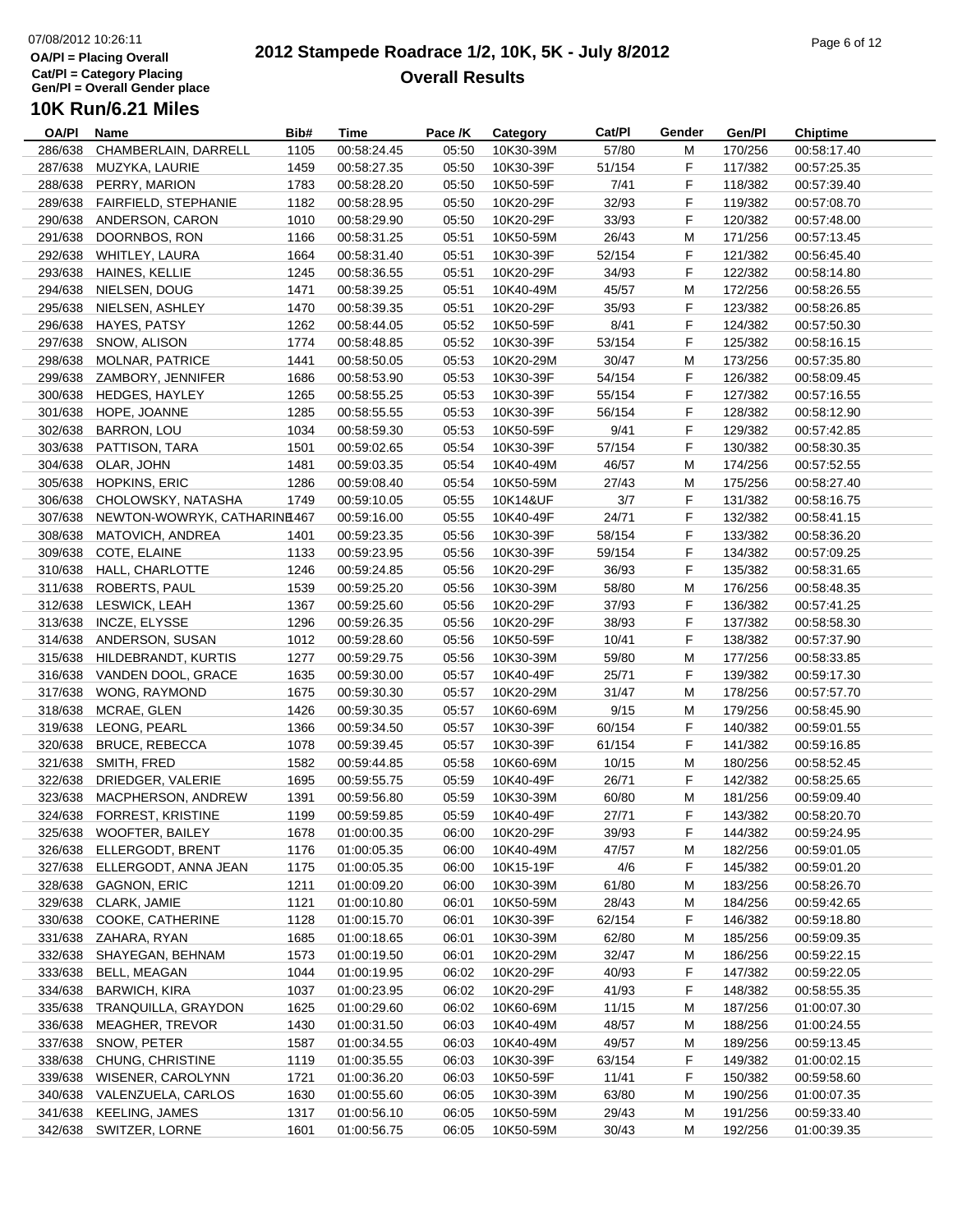# 2012 Stampede Roadrace 1/2, 10K, 5K - July 8/2012

## Overall Results

07/08/2012 10:26:11

OA/Pl = Placing Overall
Cat/Pl = Category Placing
Gen/Pl = Overall Gender place

### 10K Run/6.21 Miles

| OA/Pl | Name | Bib# | Time | Pace /K | Category | Cat/Pl | Gender | Gen/Pl | Chiptime |
|---|---|---|---|---|---|---|---|---|---|
| 286/638 | CHAMBERLAIN, DARRELL | 1105 | 00:58:24.45 | 05:50 | 10K30-39M | 57/80 | M | 170/256 | 00:58:17.40 |
| 287/638 | MUZYKA, LAURIE | 1459 | 00:58:27.35 | 05:50 | 10K30-39F | 51/154 | F | 117/382 | 00:57:25.35 |
| 288/638 | PERRY, MARION | 1783 | 00:58:28.20 | 05:50 | 10K50-59F | 7/41 | F | 118/382 | 00:57:39.40 |
| 289/638 | FAIRFIELD, STEPHANIE | 1182 | 00:58:28.95 | 05:50 | 10K20-29F | 32/93 | F | 119/382 | 00:57:08.70 |
| 290/638 | ANDERSON, CARON | 1010 | 00:58:29.90 | 05:50 | 10K20-29F | 33/93 | F | 120/382 | 00:57:48.00 |
| 291/638 | DOORNBOS, RON | 1166 | 00:58:31.25 | 05:51 | 10K50-59M | 26/43 | M | 171/256 | 00:57:13.45 |
| 292/638 | WHITLEY, LAURA | 1664 | 00:58:31.40 | 05:51 | 10K30-39F | 52/154 | F | 121/382 | 00:56:45.40 |
| 293/638 | HAINES, KELLIE | 1245 | 00:58:36.55 | 05:51 | 10K20-29F | 34/93 | F | 122/382 | 00:58:14.80 |
| 294/638 | NIELSEN, DOUG | 1471 | 00:58:39.25 | 05:51 | 10K40-49M | 45/57 | M | 172/256 | 00:58:26.55 |
| 295/638 | NIELSEN, ASHLEY | 1470 | 00:58:39.35 | 05:51 | 10K20-29F | 35/93 | F | 123/382 | 00:58:26.85 |
| 296/638 | HAYES, PATSY | 1262 | 00:58:44.05 | 05:52 | 10K50-59F | 8/41 | F | 124/382 | 00:57:50.30 |
| 297/638 | SNOW, ALISON | 1774 | 00:58:48.85 | 05:52 | 10K30-39F | 53/154 | F | 125/382 | 00:58:16.15 |
| 298/638 | MOLNAR, PATRICE | 1441 | 00:58:50.05 | 05:53 | 10K20-29M | 30/47 | M | 173/256 | 00:57:35.80 |
| 299/638 | ZAMBORY, JENNIFER | 1686 | 00:58:53.90 | 05:53 | 10K30-39F | 54/154 | F | 126/382 | 00:58:09.45 |
| 300/638 | HEDGES, HAYLEY | 1265 | 00:58:55.25 | 05:53 | 10K30-39F | 55/154 | F | 127/382 | 00:57:16.55 |
| 301/638 | HOPE, JOANNE | 1285 | 00:58:55.55 | 05:53 | 10K30-39F | 56/154 | F | 128/382 | 00:58:12.90 |
| 302/638 | BARRON, LOU | 1034 | 00:58:59.30 | 05:53 | 10K50-59F | 9/41 | F | 129/382 | 00:57:42.85 |
| 303/638 | PATTISON, TARA | 1501 | 00:59:02.65 | 05:54 | 10K30-39F | 57/154 | F | 130/382 | 00:58:30.35 |
| 304/638 | OLAR, JOHN | 1481 | 00:59:03.35 | 05:54 | 10K40-49M | 46/57 | M | 174/256 | 00:57:52.55 |
| 305/638 | HOPKINS, ERIC | 1286 | 00:59:08.40 | 05:54 | 10K50-59M | 27/43 | M | 175/256 | 00:58:27.40 |
| 306/638 | CHOLOWSKY, NATASHA | 1749 | 00:59:10.05 | 05:55 | 10K14&UF | 3/7 | F | 131/382 | 00:58:16.75 |
| 307/638 | NEWTON-WOWRYK, CATHARINE | 1467 | 00:59:16.00 | 05:55 | 10K40-49F | 24/71 | F | 132/382 | 00:58:41.15 |
| 308/638 | MATOVICH, ANDREA | 1401 | 00:59:23.35 | 05:56 | 10K30-39F | 58/154 | F | 133/382 | 00:58:36.20 |
| 309/638 | COTE, ELAINE | 1133 | 00:59:23.95 | 05:56 | 10K30-39F | 59/154 | F | 134/382 | 00:57:09.25 |
| 310/638 | HALL, CHARLOTTE | 1246 | 00:59:24.85 | 05:56 | 10K20-29F | 36/93 | F | 135/382 | 00:58:31.65 |
| 311/638 | ROBERTS, PAUL | 1539 | 00:59:25.20 | 05:56 | 10K30-39M | 58/80 | M | 176/256 | 00:58:48.35 |
| 312/638 | LESWICK, LEAH | 1367 | 00:59:25.60 | 05:56 | 10K20-29F | 37/93 | F | 136/382 | 00:57:41.25 |
| 313/638 | INCZE, ELYSSE | 1296 | 00:59:26.35 | 05:56 | 10K20-29F | 38/93 | F | 137/382 | 00:58:58.30 |
| 314/638 | ANDERSON, SUSAN | 1012 | 00:59:28.60 | 05:56 | 10K50-59F | 10/41 | F | 138/382 | 00:57:37.90 |
| 315/638 | HILDEBRANDT, KURTIS | 1277 | 00:59:29.75 | 05:56 | 10K30-39M | 59/80 | M | 177/256 | 00:58:33.85 |
| 316/638 | VANDEN DOOL, GRACE | 1635 | 00:59:30.00 | 05:57 | 10K40-49F | 25/71 | F | 139/382 | 00:59:17.30 |
| 317/638 | WONG, RAYMOND | 1675 | 00:59:30.30 | 05:57 | 10K20-29M | 31/47 | M | 178/256 | 00:57:57.70 |
| 318/638 | MCRAE, GLEN | 1426 | 00:59:30.35 | 05:57 | 10K60-69M | 9/15 | M | 179/256 | 00:58:45.90 |
| 319/638 | LEONG, PEARL | 1366 | 00:59:34.50 | 05:57 | 10K30-39F | 60/154 | F | 140/382 | 00:59:01.55 |
| 320/638 | BRUCE, REBECCA | 1078 | 00:59:39.45 | 05:57 | 10K30-39F | 61/154 | F | 141/382 | 00:59:16.85 |
| 321/638 | SMITH, FRED | 1582 | 00:59:44.85 | 05:58 | 10K60-69M | 10/15 | M | 180/256 | 00:58:52.45 |
| 322/638 | DRIEDGER, VALERIE | 1695 | 00:59:55.75 | 05:59 | 10K40-49F | 26/71 | F | 142/382 | 00:58:25.65 |
| 323/638 | MACPHERSON, ANDREW | 1391 | 00:59:56.80 | 05:59 | 10K30-39M | 60/80 | M | 181/256 | 00:59:09.40 |
| 324/638 | FORREST, KRISTINE | 1199 | 00:59:59.85 | 05:59 | 10K40-49F | 27/71 | F | 143/382 | 00:58:20.70 |
| 325/638 | WOOFTER, BAILEY | 1678 | 01:00:00.35 | 06:00 | 10K20-29F | 39/93 | F | 144/382 | 00:59:24.95 |
| 326/638 | ELLERGODT, BRENT | 1176 | 01:00:05.35 | 06:00 | 10K40-49M | 47/57 | M | 182/256 | 00:59:01.05 |
| 327/638 | ELLERGODT, ANNA JEAN | 1175 | 01:00:05.35 | 06:00 | 10K15-19F | 4/6 | F | 145/382 | 00:59:01.20 |
| 328/638 | GAGNON, ERIC | 1211 | 01:00:09.20 | 06:00 | 10K30-39M | 61/80 | M | 183/256 | 00:58:26.70 |
| 329/638 | CLARK, JAMIE | 1121 | 01:00:10.80 | 06:01 | 10K50-59M | 28/43 | M | 184/256 | 00:59:42.65 |
| 330/638 | COOKE, CATHERINE | 1128 | 01:00:15.70 | 06:01 | 10K30-39F | 62/154 | F | 146/382 | 00:59:18.80 |
| 331/638 | ZAHARA, RYAN | 1685 | 01:00:18.65 | 06:01 | 10K30-39M | 62/80 | M | 185/256 | 00:59:09.35 |
| 332/638 | SHAYEGAN, BEHNAM | 1573 | 01:00:19.50 | 06:01 | 10K20-29M | 32/47 | M | 186/256 | 00:59:22.15 |
| 333/638 | BELL, MEAGAN | 1044 | 01:00:19.95 | 06:02 | 10K20-29F | 40/93 | F | 147/382 | 00:59:22.05 |
| 334/638 | BARWICH, KIRA | 1037 | 01:00:23.95 | 06:02 | 10K20-29F | 41/93 | F | 148/382 | 00:58:55.35 |
| 335/638 | TRANQUILLA, GRAYDON | 1625 | 01:00:29.60 | 06:02 | 10K60-69M | 11/15 | M | 187/256 | 01:00:07.30 |
| 336/638 | MEAGHER, TREVOR | 1430 | 01:00:31.50 | 06:03 | 10K40-49M | 48/57 | M | 188/256 | 01:00:24.55 |
| 337/638 | SNOW, PETER | 1587 | 01:00:34.55 | 06:03 | 10K40-49M | 49/57 | M | 189/256 | 00:59:13.45 |
| 338/638 | CHUNG, CHRISTINE | 1119 | 01:00:35.55 | 06:03 | 10K30-39F | 63/154 | F | 149/382 | 01:00:02.15 |
| 339/638 | WISENER, CAROLYNN | 1721 | 01:00:36.20 | 06:03 | 10K50-59F | 11/41 | F | 150/382 | 00:59:58.60 |
| 340/638 | VALENZUELA, CARLOS | 1630 | 01:00:55.60 | 06:05 | 10K30-39M | 63/80 | M | 190/256 | 01:00:07.35 |
| 341/638 | KEELING, JAMES | 1317 | 01:00:56.10 | 06:05 | 10K50-59M | 29/43 | M | 191/256 | 00:59:33.40 |
| 342/638 | SWITZER, LORNE | 1601 | 01:00:56.75 | 06:05 | 10K50-59M | 30/43 | M | 192/256 | 01:00:39.35 |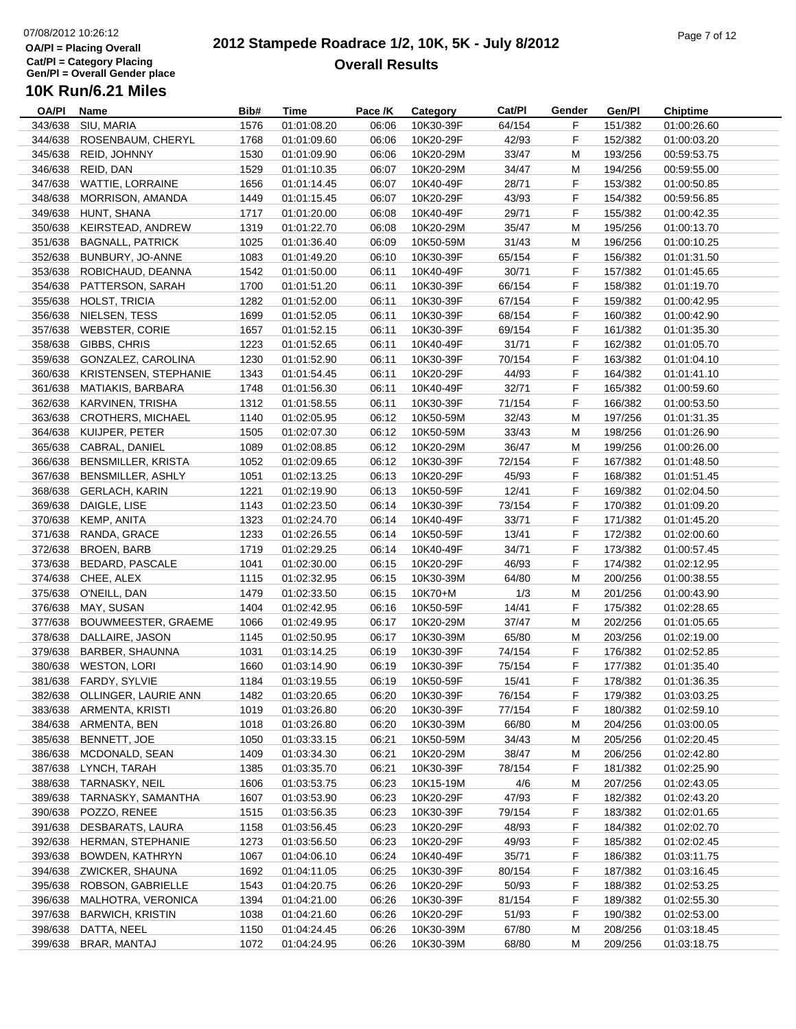# 2012 Stampede Roadrace 1/2, 10K, 5K - July 8/2012

## Overall Results

OA/Pl = Placing Overall
Cat/Pl = Category Placing
Gen/Pl = Overall Gender place

### 10K Run/6.21 Miles

| OA/Pl | Name | Bib# | Time | Pace /K | Category | Cat/Pl | Gender | Gen/Pl | Chiptime |
|---|---|---|---|---|---|---|---|---|---|
| 343/638 | SIU, MARIA | 1576 | 01:01:08.20 | 06:06 | 10K30-39F | 64/154 | F | 151/382 | 01:00:26.60 |
| 344/638 | ROSENBAUM, CHERYL | 1768 | 01:01:09.60 | 06:06 | 10K20-29F | 42/93 | F | 152/382 | 01:00:03.20 |
| 345/638 | REID, JOHNNY | 1530 | 01:01:09.90 | 06:06 | 10K20-29M | 33/47 | M | 193/256 | 00:59:53.75 |
| 346/638 | REID, DAN | 1529 | 01:01:10.35 | 06:07 | 10K20-29M | 34/47 | M | 194/256 | 00:59:55.00 |
| 347/638 | WATTIE, LORRAINE | 1656 | 01:01:14.45 | 06:07 | 10K40-49F | 28/71 | F | 153/382 | 01:00:50.85 |
| 348/638 | MORRISON, AMANDA | 1449 | 01:01:15.45 | 06:07 | 10K20-29F | 43/93 | F | 154/382 | 00:59:56.85 |
| 349/638 | HUNT, SHANA | 1717 | 01:01:20.00 | 06:08 | 10K40-49F | 29/71 | F | 155/382 | 01:00:42.35 |
| 350/638 | KEIRSTEAD, ANDREW | 1319 | 01:01:22.70 | 06:08 | 10K20-29M | 35/47 | M | 195/256 | 01:00:13.70 |
| 351/638 | BAGNALL, PATRICK | 1025 | 01:01:36.40 | 06:09 | 10K50-59M | 31/43 | M | 196/256 | 01:00:10.25 |
| 352/638 | BUNBURY, JO-ANNE | 1083 | 01:01:49.20 | 06:10 | 10K30-39F | 65/154 | F | 156/382 | 01:01:31.50 |
| 353/638 | ROBICHAUD, DEANNA | 1542 | 01:01:50.00 | 06:11 | 10K40-49F | 30/71 | F | 157/382 | 01:01:45.65 |
| 354/638 | PATTERSON, SARAH | 1700 | 01:01:51.20 | 06:11 | 10K30-39F | 66/154 | F | 158/382 | 01:01:19.70 |
| 355/638 | HOLST, TRICIA | 1282 | 01:01:52.00 | 06:11 | 10K30-39F | 67/154 | F | 159/382 | 01:00:42.95 |
| 356/638 | NIELSEN, TESS | 1699 | 01:01:52.05 | 06:11 | 10K30-39F | 68/154 | F | 160/382 | 01:00:42.90 |
| 357/638 | WEBSTER, CORIE | 1657 | 01:01:52.15 | 06:11 | 10K30-39F | 69/154 | F | 161/382 | 01:01:35.30 |
| 358/638 | GIBBS, CHRIS | 1223 | 01:01:52.65 | 06:11 | 10K40-49F | 31/71 | F | 162/382 | 01:01:05.70 |
| 359/638 | GONZALEZ, CAROLINA | 1230 | 01:01:52.90 | 06:11 | 10K30-39F | 70/154 | F | 163/382 | 01:01:04.10 |
| 360/638 | KRISTENSEN, STEPHANIE | 1343 | 01:01:54.45 | 06:11 | 10K20-29F | 44/93 | F | 164/382 | 01:01:41.10 |
| 361/638 | MATIAKIS, BARBARA | 1748 | 01:01:56.30 | 06:11 | 10K40-49F | 32/71 | F | 165/382 | 01:00:59.60 |
| 362/638 | KARVINEN, TRISHA | 1312 | 01:01:58.55 | 06:11 | 10K30-39F | 71/154 | F | 166/382 | 01:00:53.50 |
| 363/638 | CROTHERS, MICHAEL | 1140 | 01:02:05.95 | 06:12 | 10K50-59M | 32/43 | M | 197/256 | 01:01:31.35 |
| 364/638 | KUIJPER, PETER | 1505 | 01:02:07.30 | 06:12 | 10K50-59M | 33/43 | M | 198/256 | 01:01:26.90 |
| 365/638 | CABRAL, DANIEL | 1089 | 01:02:08.85 | 06:12 | 10K20-29M | 36/47 | M | 199/256 | 01:00:26.00 |
| 366/638 | BENSMILLER, KRISTA | 1052 | 01:02:09.65 | 06:12 | 10K30-39F | 72/154 | F | 167/382 | 01:01:48.50 |
| 367/638 | BENSMILLER, ASHLY | 1051 | 01:02:13.25 | 06:13 | 10K20-29F | 45/93 | F | 168/382 | 01:01:51.45 |
| 368/638 | GERLACH, KARIN | 1221 | 01:02:19.90 | 06:13 | 10K50-59F | 12/41 | F | 169/382 | 01:02:04.50 |
| 369/638 | DAIGLE, LISE | 1143 | 01:02:23.50 | 06:14 | 10K30-39F | 73/154 | F | 170/382 | 01:01:09.20 |
| 370/638 | KEMP, ANITA | 1323 | 01:02:24.70 | 06:14 | 10K40-49F | 33/71 | F | 171/382 | 01:01:45.20 |
| 371/638 | RANDA, GRACE | 1233 | 01:02:26.55 | 06:14 | 10K50-59F | 13/41 | F | 172/382 | 01:02:00.60 |
| 372/638 | BROEN, BARB | 1719 | 01:02:29.25 | 06:14 | 10K40-49F | 34/71 | F | 173/382 | 01:00:57.45 |
| 373/638 | BEDARD, PASCALE | 1041 | 01:02:30.00 | 06:15 | 10K20-29F | 46/93 | F | 174/382 | 01:02:12.95 |
| 374/638 | CHEE, ALEX | 1115 | 01:02:32.95 | 06:15 | 10K30-39M | 64/80 | M | 200/256 | 01:00:38.55 |
| 375/638 | O'NEILL, DAN | 1479 | 01:02:33.50 | 06:15 | 10K70+M | 1/3 | M | 201/256 | 01:00:43.90 |
| 376/638 | MAY, SUSAN | 1404 | 01:02:42.95 | 06:16 | 10K50-59F | 14/41 | F | 175/382 | 01:02:28.65 |
| 377/638 | BOUWMEESTER, GRAEME | 1066 | 01:02:49.95 | 06:17 | 10K20-29M | 37/47 | M | 202/256 | 01:01:05.65 |
| 378/638 | DALLAIRE, JASON | 1145 | 01:02:50.95 | 06:17 | 10K30-39M | 65/80 | M | 203/256 | 01:02:19.00 |
| 379/638 | BARBER, SHAUNNA | 1031 | 01:03:14.25 | 06:19 | 10K30-39F | 74/154 | F | 176/382 | 01:02:52.85 |
| 380/638 | WESTON, LORI | 1660 | 01:03:14.90 | 06:19 | 10K30-39F | 75/154 | F | 177/382 | 01:01:35.40 |
| 381/638 | FARDY, SYLVIE | 1184 | 01:03:19.55 | 06:19 | 10K50-59F | 15/41 | F | 178/382 | 01:01:36.35 |
| 382/638 | OLLINGER, LAURIE ANN | 1482 | 01:03:20.65 | 06:20 | 10K30-39F | 76/154 | F | 179/382 | 01:03:03.25 |
| 383/638 | ARMENTA, KRISTI | 1019 | 01:03:26.80 | 06:20 | 10K30-39F | 77/154 | F | 180/382 | 01:02:59.10 |
| 384/638 | ARMENTA, BEN | 1018 | 01:03:26.80 | 06:20 | 10K30-39M | 66/80 | M | 204/256 | 01:03:00.05 |
| 385/638 | BENNETT, JOE | 1050 | 01:03:33.15 | 06:21 | 10K50-59M | 34/43 | M | 205/256 | 01:02:20.45 |
| 386/638 | MCDONALD, SEAN | 1409 | 01:03:34.30 | 06:21 | 10K20-29M | 38/47 | M | 206/256 | 01:02:42.80 |
| 387/638 | LYNCH, TARAH | 1385 | 01:03:35.70 | 06:21 | 10K30-39F | 78/154 | F | 181/382 | 01:02:25.90 |
| 388/638 | TARNASKY, NEIL | 1606 | 01:03:53.75 | 06:23 | 10K15-19M | 4/6 | M | 207/256 | 01:02:43.05 |
| 389/638 | TARNASKY, SAMANTHA | 1607 | 01:03:53.90 | 06:23 | 10K20-29F | 47/93 | F | 182/382 | 01:02:43.20 |
| 390/638 | POZZO, RENEE | 1515 | 01:03:56.35 | 06:23 | 10K30-39F | 79/154 | F | 183/382 | 01:02:01.65 |
| 391/638 | DESBARATS, LAURA | 1158 | 01:03:56.45 | 06:23 | 10K20-29F | 48/93 | F | 184/382 | 01:02:02.70 |
| 392/638 | HERMAN, STEPHANIE | 1273 | 01:03:56.50 | 06:23 | 10K20-29F | 49/93 | F | 185/382 | 01:02:02.45 |
| 393/638 | BOWDEN, KATHRYN | 1067 | 01:04:06.10 | 06:24 | 10K40-49F | 35/71 | F | 186/382 | 01:03:11.75 |
| 394/638 | ZWICKER, SHAUNA | 1692 | 01:04:11.05 | 06:25 | 10K30-39F | 80/154 | F | 187/382 | 01:03:16.45 |
| 395/638 | ROBSON, GABRIELLE | 1543 | 01:04:20.75 | 06:26 | 10K20-29F | 50/93 | F | 188/382 | 01:02:53.25 |
| 396/638 | MALHOTRA, VERONICA | 1394 | 01:04:21.00 | 06:26 | 10K30-39F | 81/154 | F | 189/382 | 01:02:55.30 |
| 397/638 | BARWICH, KRISTIN | 1038 | 01:04:21.60 | 06:26 | 10K20-29F | 51/93 | F | 190/382 | 01:02:53.00 |
| 398/638 | DATTA, NEEL | 1150 | 01:04:24.45 | 06:26 | 10K30-39M | 67/80 | M | 208/256 | 01:03:18.45 |
| 399/638 | BRAR, MANTAJ | 1072 | 01:04:24.95 | 06:26 | 10K30-39M | 68/80 | M | 209/256 | 01:03:18.75 |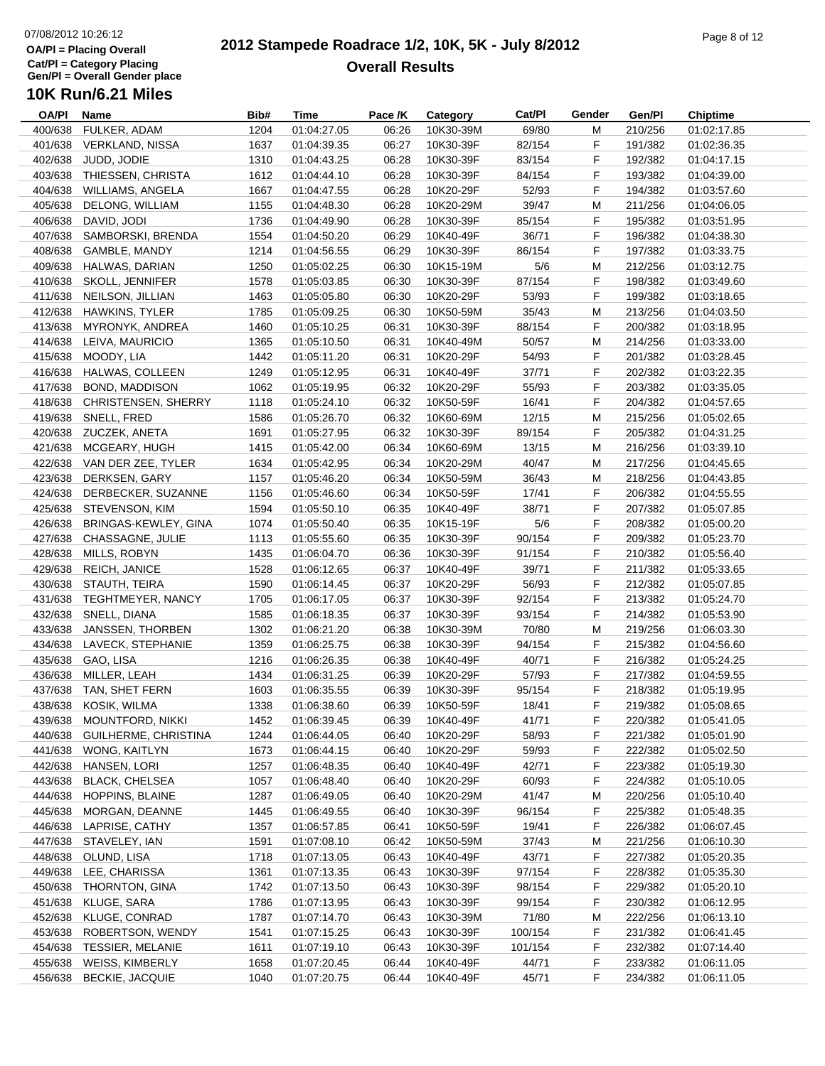# 2012 Stampede Roadrace 1/2, 10K, 5K - July 8/2012

## Overall Results

07/08/2012 10:26:12

OA/Pl = Placing Overall
Cat/Pl = Category Placing
Gen/Pl = Overall Gender place

### 10K Run/6.21 Miles

| OA/Pl | Name | Bib# | Time | Pace /K | Category | Cat/Pl | Gender | Gen/Pl | Chiptime |
|---|---|---|---|---|---|---|---|---|---|
| 400/638 | FULKER, ADAM | 1204 | 01:04:27.05 | 06:26 | 10K30-39M | 69/80 | M | 210/256 | 01:02:17.85 |
| 401/638 | VERKLAND, NISSA | 1637 | 01:04:39.35 | 06:27 | 10K30-39F | 82/154 | F | 191/382 | 01:02:36.35 |
| 402/638 | JUDD, JODIE | 1310 | 01:04:43.25 | 06:28 | 10K30-39F | 83/154 | F | 192/382 | 01:04:17.15 |
| 403/638 | THIESSEN, CHRISTA | 1612 | 01:04:44.10 | 06:28 | 10K30-39F | 84/154 | F | 193/382 | 01:04:39.00 |
| 404/638 | WILLIAMS, ANGELA | 1667 | 01:04:47.55 | 06:28 | 10K20-29F | 52/93 | F | 194/382 | 01:03:57.60 |
| 405/638 | DELONG, WILLIAM | 1155 | 01:04:48.30 | 06:28 | 10K20-29M | 39/47 | M | 211/256 | 01:04:06.05 |
| 406/638 | DAVID, JODI | 1736 | 01:04:49.90 | 06:28 | 10K30-39F | 85/154 | F | 195/382 | 01:03:51.95 |
| 407/638 | SAMBORSKI, BRENDA | 1554 | 01:04:50.20 | 06:29 | 10K40-49F | 36/71 | F | 196/382 | 01:04:38.30 |
| 408/638 | GAMBLE, MANDY | 1214 | 01:04:56.55 | 06:29 | 10K30-39F | 86/154 | F | 197/382 | 01:03:33.75 |
| 409/638 | HALWAS, DARIAN | 1250 | 01:05:02.25 | 06:30 | 10K15-19M | 5/6 | M | 212/256 | 01:03:12.75 |
| 410/638 | SKOLL, JENNIFER | 1578 | 01:05:03.85 | 06:30 | 10K30-39F | 87/154 | F | 198/382 | 01:03:49.60 |
| 411/638 | NEILSON, JILLIAN | 1463 | 01:05:05.80 | 06:30 | 10K20-29F | 53/93 | F | 199/382 | 01:03:18.65 |
| 412/638 | HAWKINS, TYLER | 1785 | 01:05:09.25 | 06:30 | 10K50-59M | 35/43 | M | 213/256 | 01:04:03.50 |
| 413/638 | MYRONYK, ANDREA | 1460 | 01:05:10.25 | 06:31 | 10K30-39F | 88/154 | F | 200/382 | 01:03:18.95 |
| 414/638 | LEIVA, MAURICIO | 1365 | 01:05:10.50 | 06:31 | 10K40-49M | 50/57 | M | 214/256 | 01:03:33.00 |
| 415/638 | MOODY, LIA | 1442 | 01:05:11.20 | 06:31 | 10K20-29F | 54/93 | F | 201/382 | 01:03:28.45 |
| 416/638 | HALWAS, COLLEEN | 1249 | 01:05:12.95 | 06:31 | 10K40-49F | 37/71 | F | 202/382 | 01:03:22.35 |
| 417/638 | BOND, MADDISON | 1062 | 01:05:19.95 | 06:32 | 10K20-29F | 55/93 | F | 203/382 | 01:03:35.05 |
| 418/638 | CHRISTENSEN, SHERRY | 1118 | 01:05:24.10 | 06:32 | 10K50-59F | 16/41 | F | 204/382 | 01:04:57.65 |
| 419/638 | SNELL, FRED | 1586 | 01:05:26.70 | 06:32 | 10K60-69M | 12/15 | M | 215/256 | 01:05:02.65 |
| 420/638 | ZUCZEK, ANETA | 1691 | 01:05:27.95 | 06:32 | 10K30-39F | 89/154 | F | 205/382 | 01:04:31.25 |
| 421/638 | MCGEARY, HUGH | 1415 | 01:05:42.00 | 06:34 | 10K60-69M | 13/15 | M | 216/256 | 01:03:39.10 |
| 422/638 | VAN DER ZEE, TYLER | 1634 | 01:05:42.95 | 06:34 | 10K20-29M | 40/47 | M | 217/256 | 01:04:45.65 |
| 423/638 | DERKSEN, GARY | 1157 | 01:05:46.20 | 06:34 | 10K50-59M | 36/43 | M | 218/256 | 01:04:43.85 |
| 424/638 | DERBECKER, SUZANNE | 1156 | 01:05:46.60 | 06:34 | 10K50-59F | 17/41 | F | 206/382 | 01:04:55.55 |
| 425/638 | STEVENSON, KIM | 1594 | 01:05:50.10 | 06:35 | 10K40-49F | 38/71 | F | 207/382 | 01:05:07.85 |
| 426/638 | BRINGAS-KEWLEY, GINA | 1074 | 01:05:50.40 | 06:35 | 10K15-19F | 5/6 | F | 208/382 | 01:05:00.20 |
| 427/638 | CHASSAGNE, JULIE | 1113 | 01:05:55.60 | 06:35 | 10K30-39F | 90/154 | F | 209/382 | 01:05:23.70 |
| 428/638 | MILLS, ROBYN | 1435 | 01:06:04.70 | 06:36 | 10K30-39F | 91/154 | F | 210/382 | 01:05:56.40 |
| 429/638 | REICH, JANICE | 1528 | 01:06:12.65 | 06:37 | 10K40-49F | 39/71 | F | 211/382 | 01:05:33.65 |
| 430/638 | STAUTH, TEIRA | 1590 | 01:06:14.45 | 06:37 | 10K20-29F | 56/93 | F | 212/382 | 01:05:07.85 |
| 431/638 | TEGHTMEYER, NANCY | 1705 | 01:06:17.05 | 06:37 | 10K30-39F | 92/154 | F | 213/382 | 01:05:24.70 |
| 432/638 | SNELL, DIANA | 1585 | 01:06:18.35 | 06:37 | 10K30-39F | 93/154 | F | 214/382 | 01:05:53.90 |
| 433/638 | JANSSEN, THORBEN | 1302 | 01:06:21.20 | 06:38 | 10K30-39M | 70/80 | M | 219/256 | 01:06:03.30 |
| 434/638 | LAVECK, STEPHANIE | 1359 | 01:06:25.75 | 06:38 | 10K30-39F | 94/154 | F | 215/382 | 01:04:56.60 |
| 435/638 | GAO, LISA | 1216 | 01:06:26.35 | 06:38 | 10K40-49F | 40/71 | F | 216/382 | 01:05:24.25 |
| 436/638 | MILLER, LEAH | 1434 | 01:06:31.25 | 06:39 | 10K20-29F | 57/93 | F | 217/382 | 01:04:59.55 |
| 437/638 | TAN, SHET FERN | 1603 | 01:06:35.55 | 06:39 | 10K30-39F | 95/154 | F | 218/382 | 01:05:19.95 |
| 438/638 | KOSIK, WILMA | 1338 | 01:06:38.60 | 06:39 | 10K50-59F | 18/41 | F | 219/382 | 01:05:08.65 |
| 439/638 | MOUNTFORD, NIKKI | 1452 | 01:06:39.45 | 06:39 | 10K40-49F | 41/71 | F | 220/382 | 01:05:41.05 |
| 440/638 | GUILHERME, CHRISTINA | 1244 | 01:06:44.05 | 06:40 | 10K20-29F | 58/93 | F | 221/382 | 01:05:01.90 |
| 441/638 | WONG, KAITLYN | 1673 | 01:06:44.15 | 06:40 | 10K20-29F | 59/93 | F | 222/382 | 01:05:02.50 |
| 442/638 | HANSEN, LORI | 1257 | 01:06:48.35 | 06:40 | 10K40-49F | 42/71 | F | 223/382 | 01:05:19.30 |
| 443/638 | BLACK, CHELSEA | 1057 | 01:06:48.40 | 06:40 | 10K20-29F | 60/93 | F | 224/382 | 01:05:10.05 |
| 444/638 | HOPPINS, BLAINE | 1287 | 01:06:49.05 | 06:40 | 10K20-29M | 41/47 | M | 220/256 | 01:05:10.40 |
| 445/638 | MORGAN, DEANNE | 1445 | 01:06:49.55 | 06:40 | 10K30-39F | 96/154 | F | 225/382 | 01:05:48.35 |
| 446/638 | LAPRISE, CATHY | 1357 | 01:06:57.85 | 06:41 | 10K50-59F | 19/41 | F | 226/382 | 01:06:07.45 |
| 447/638 | STAVELEY, IAN | 1591 | 01:07:08.10 | 06:42 | 10K50-59M | 37/43 | M | 221/256 | 01:06:10.30 |
| 448/638 | OLUND, LISA | 1718 | 01:07:13.05 | 06:43 | 10K40-49F | 43/71 | F | 227/382 | 01:05:20.35 |
| 449/638 | LEE, CHARISSA | 1361 | 01:07:13.35 | 06:43 | 10K30-39F | 97/154 | F | 228/382 | 01:05:35.30 |
| 450/638 | THORNTON, GINA | 1742 | 01:07:13.50 | 06:43 | 10K30-39F | 98/154 | F | 229/382 | 01:05:20.10 |
| 451/638 | KLUGE, SARA | 1786 | 01:07:13.95 | 06:43 | 10K30-39F | 99/154 | F | 230/382 | 01:06:12.95 |
| 452/638 | KLUGE, CONRAD | 1787 | 01:07:14.70 | 06:43 | 10K30-39M | 71/80 | M | 222/256 | 01:06:13.10 |
| 453/638 | ROBERTSON, WENDY | 1541 | 01:07:15.25 | 06:43 | 10K30-39F | 100/154 | F | 231/382 | 01:06:41.45 |
| 454/638 | TESSIER, MELANIE | 1611 | 01:07:19.10 | 06:43 | 10K30-39F | 101/154 | F | 232/382 | 01:07:14.40 |
| 455/638 | WEISS, KIMBERLY | 1658 | 01:07:20.45 | 06:44 | 10K40-49F | 44/71 | F | 233/382 | 01:06:11.05 |
| 456/638 | BECKIE, JACQUIE | 1040 | 01:07:20.75 | 06:44 | 10K40-49F | 45/71 | F | 234/382 | 01:06:11.05 |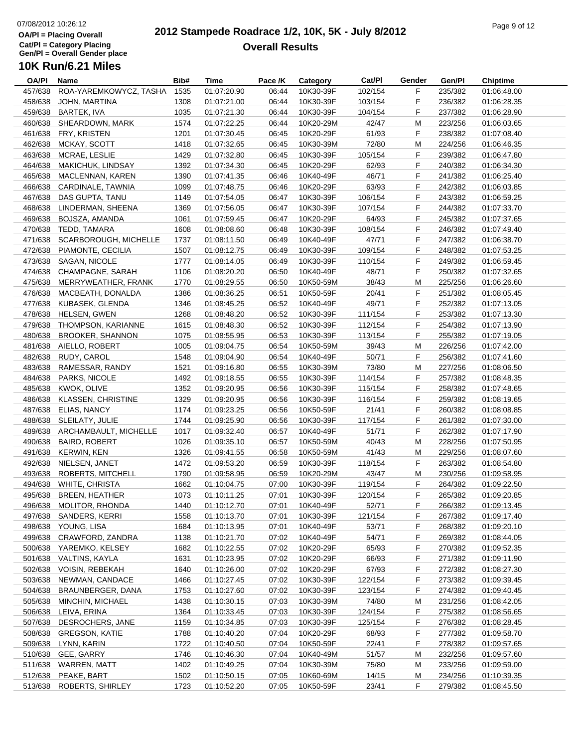# 2012 Stampede Roadrace 1/2, 10K, 5K - July 8/2012

## Overall Results

07/08/2012 10:26:12

OA/Pl = Placing Overall
Cat/Pl = Category Placing
Gen/Pl = Overall Gender place

### 10K Run/6.21 Miles

| OA/Pl | Name | Bib# | Time | Pace /K | Category | Cat/Pl | Gender | Gen/Pl | Chiptime |
|---|---|---|---|---|---|---|---|---|---|
| 457/638 | ROA-YAREMKOWYCZ, TASHA | 1535 | 01:07:20.90 | 06:44 | 10K30-39F | 102/154 | F | 235/382 | 01:06:48.00 |
| 458/638 | JOHN, MARTINA | 1308 | 01:07:21.00 | 06:44 | 10K30-39F | 103/154 | F | 236/382 | 01:06:28.35 |
| 459/638 | BARTEK, IVA | 1035 | 01:07:21.30 | 06:44 | 10K30-39F | 104/154 | F | 237/382 | 01:06:28.90 |
| 460/638 | SHEARDOWN, MARK | 1574 | 01:07:22.25 | 06:44 | 10K20-29M | 42/47 | M | 223/256 | 01:06:03.65 |
| 461/638 | FRY, KRISTEN | 1201 | 01:07:30.45 | 06:45 | 10K20-29F | 61/93 | F | 238/382 | 01:07:08.40 |
| 462/638 | MCKAY, SCOTT | 1418 | 01:07:32.65 | 06:45 | 10K30-39M | 72/80 | M | 224/256 | 01:06:46.35 |
| 463/638 | MCRAE, LESLIE | 1429 | 01:07:32.80 | 06:45 | 10K30-39F | 105/154 | F | 239/382 | 01:06:47.80 |
| 464/638 | MAKICHUK, LINDSAY | 1392 | 01:07:34.30 | 06:45 | 10K20-29F | 62/93 | F | 240/382 | 01:06:34.30 |
| 465/638 | MACLENNAN, KAREN | 1390 | 01:07:41.35 | 06:46 | 10K40-49F | 46/71 | F | 241/382 | 01:06:25.40 |
| 466/638 | CARDINALE, TAWNIA | 1099 | 01:07:48.75 | 06:46 | 10K20-29F | 63/93 | F | 242/382 | 01:06:03.85 |
| 467/638 | DAS GUPTA, TANU | 1149 | 01:07:54.05 | 06:47 | 10K30-39F | 106/154 | F | 243/382 | 01:06:59.25 |
| 468/638 | LINDERMAN, SHEENA | 1369 | 01:07:56.05 | 06:47 | 10K30-39F | 107/154 | F | 244/382 | 01:07:33.70 |
| 469/638 | BOJSZA, AMANDA | 1061 | 01:07:59.45 | 06:47 | 10K20-29F | 64/93 | F | 245/382 | 01:07:37.65 |
| 470/638 | TEDD, TAMARA | 1608 | 01:08:08.60 | 06:48 | 10K30-39F | 108/154 | F | 246/382 | 01:07:49.40 |
| 471/638 | SCARBOROUGH, MICHELLE | 1737 | 01:08:11.50 | 06:49 | 10K40-49F | 47/71 | F | 247/382 | 01:06:38.70 |
| 472/638 | PIAMONTE, CECILIA | 1507 | 01:08:12.75 | 06:49 | 10K30-39F | 109/154 | F | 248/382 | 01:07:53.25 |
| 473/638 | SAGAN, NICOLE | 1777 | 01:08:14.05 | 06:49 | 10K30-39F | 110/154 | F | 249/382 | 01:06:59.45 |
| 474/638 | CHAMPAGNE, SARAH | 1106 | 01:08:20.20 | 06:50 | 10K40-49F | 48/71 | F | 250/382 | 01:07:32.65 |
| 475/638 | MERRYWEATHER, FRANK | 1770 | 01:08:29.55 | 06:50 | 10K50-59M | 38/43 | M | 225/256 | 01:06:26.60 |
| 476/638 | MACBEATH, DONALDA | 1386 | 01:08:36.25 | 06:51 | 10K50-59F | 20/41 | F | 251/382 | 01:08:05.45 |
| 477/638 | KUBASEK, GLENDA | 1346 | 01:08:45.25 | 06:52 | 10K40-49F | 49/71 | F | 252/382 | 01:07:13.05 |
| 478/638 | HELSEN, GWEN | 1268 | 01:08:48.20 | 06:52 | 10K30-39F | 111/154 | F | 253/382 | 01:07:13.30 |
| 479/638 | THOMPSON, KARIANNE | 1615 | 01:08:48.30 | 06:52 | 10K30-39F | 112/154 | F | 254/382 | 01:07:13.90 |
| 480/638 | BROOKER, SHANNON | 1075 | 01:08:55.95 | 06:53 | 10K30-39F | 113/154 | F | 255/382 | 01:07:19.05 |
| 481/638 | AIELLO, ROBERT | 1005 | 01:09:04.75 | 06:54 | 10K50-59M | 39/43 | M | 226/256 | 01:07:42.00 |
| 482/638 | RUDY, CAROL | 1548 | 01:09:04.90 | 06:54 | 10K40-49F | 50/71 | F | 256/382 | 01:07:41.60 |
| 483/638 | RAMESSAR, RANDY | 1521 | 01:09:16.80 | 06:55 | 10K30-39M | 73/80 | M | 227/256 | 01:08:06.50 |
| 484/638 | PARKS, NICOLE | 1492 | 01:09:18.55 | 06:55 | 10K30-39F | 114/154 | F | 257/382 | 01:08:48.35 |
| 485/638 | KWOK, OLIVE | 1352 | 01:09:20.95 | 06:56 | 10K30-39F | 115/154 | F | 258/382 | 01:07:48.65 |
| 486/638 | KLASSEN, CHRISTINE | 1329 | 01:09:20.95 | 06:56 | 10K30-39F | 116/154 | F | 259/382 | 01:08:19.65 |
| 487/638 | ELIAS, NANCY | 1174 | 01:09:23.25 | 06:56 | 10K50-59F | 21/41 | F | 260/382 | 01:08:08.85 |
| 488/638 | SLEILATY, JULIE | 1744 | 01:09:25.90 | 06:56 | 10K30-39F | 117/154 | F | 261/382 | 01:07:30.00 |
| 489/638 | ARCHAMBAULT, MICHELLE | 1017 | 01:09:32.40 | 06:57 | 10K40-49F | 51/71 | F | 262/382 | 01:07:17.90 |
| 490/638 | BAIRD, ROBERT | 1026 | 01:09:35.10 | 06:57 | 10K50-59M | 40/43 | M | 228/256 | 01:07:50.95 |
| 491/638 | KERWIN, KEN | 1326 | 01:09:41.55 | 06:58 | 10K50-59M | 41/43 | M | 229/256 | 01:08:07.60 |
| 492/638 | NIELSEN, JANET | 1472 | 01:09:53.20 | 06:59 | 10K30-39F | 118/154 | F | 263/382 | 01:08:54.80 |
| 493/638 | ROBERTS, MITCHELL | 1790 | 01:09:58.95 | 06:59 | 10K20-29M | 43/47 | M | 230/256 | 01:09:58.95 |
| 494/638 | WHITE, CHRISTA | 1662 | 01:10:04.75 | 07:00 | 10K30-39F | 119/154 | F | 264/382 | 01:09:22.50 |
| 495/638 | BREEN, HEATHER | 1073 | 01:10:11.25 | 07:01 | 10K30-39F | 120/154 | F | 265/382 | 01:09:20.85 |
| 496/638 | MOLITOR, RHONDA | 1440 | 01:10:12.70 | 07:01 | 10K40-49F | 52/71 | F | 266/382 | 01:09:13.45 |
| 497/638 | SANDERS, KERRI | 1558 | 01:10:13.70 | 07:01 | 10K30-39F | 121/154 | F | 267/382 | 01:09:17.40 |
| 498/638 | YOUNG, LISA | 1684 | 01:10:13.95 | 07:01 | 10K40-49F | 53/71 | F | 268/382 | 01:09:20.10 |
| 499/638 | CRAWFORD, ZANDRA | 1138 | 01:10:21.70 | 07:02 | 10K40-49F | 54/71 | F | 269/382 | 01:08:44.05 |
| 500/638 | YAREMKO, KELSEY | 1682 | 01:10:22.55 | 07:02 | 10K20-29F | 65/93 | F | 270/382 | 01:09:52.35 |
| 501/638 | VALTINS, KAYLA | 1631 | 01:10:23.95 | 07:02 | 10K20-29F | 66/93 | F | 271/382 | 01:09:11.90 |
| 502/638 | VOISIN, REBEKAH | 1640 | 01:10:26.00 | 07:02 | 10K20-29F | 67/93 | F | 272/382 | 01:08:27.30 |
| 503/638 | NEWMAN, CANDACE | 1466 | 01:10:27.45 | 07:02 | 10K30-39F | 122/154 | F | 273/382 | 01:09:39.45 |
| 504/638 | BRAUNBERGER, DANA | 1753 | 01:10:27.60 | 07:02 | 10K30-39F | 123/154 | F | 274/382 | 01:09:40.45 |
| 505/638 | MINCHIN, MICHAEL | 1438 | 01:10:30.15 | 07:03 | 10K30-39M | 74/80 | M | 231/256 | 01:08:42.05 |
| 506/638 | LEIVA, ERINA | 1364 | 01:10:33.45 | 07:03 | 10K30-39F | 124/154 | F | 275/382 | 01:08:56.65 |
| 507/638 | DESROCHERS, JANE | 1159 | 01:10:34.85 | 07:03 | 10K30-39F | 125/154 | F | 276/382 | 01:08:28.45 |
| 508/638 | GREGSON, KATIE | 1788 | 01:10:40.20 | 07:04 | 10K20-29F | 68/93 | F | 277/382 | 01:09:58.70 |
| 509/638 | LYNN, KARIN | 1722 | 01:10:40.50 | 07:04 | 10K50-59F | 22/41 | F | 278/382 | 01:09:57.65 |
| 510/638 | GEE, GARRY | 1746 | 01:10:46.30 | 07:04 | 10K40-49M | 51/57 | M | 232/256 | 01:09:57.60 |
| 511/638 | WARREN, MATT | 1402 | 01:10:49.25 | 07:04 | 10K30-39M | 75/80 | M | 233/256 | 01:09:59.00 |
| 512/638 | PEAKE, BART | 1502 | 01:10:50.15 | 07:05 | 10K60-69M | 14/15 | M | 234/256 | 01:10:39.35 |
| 513/638 | ROBERTS, SHIRLEY | 1723 | 01:10:52.20 | 07:05 | 10K50-59F | 23/41 | F | 279/382 | 01:08:45.50 |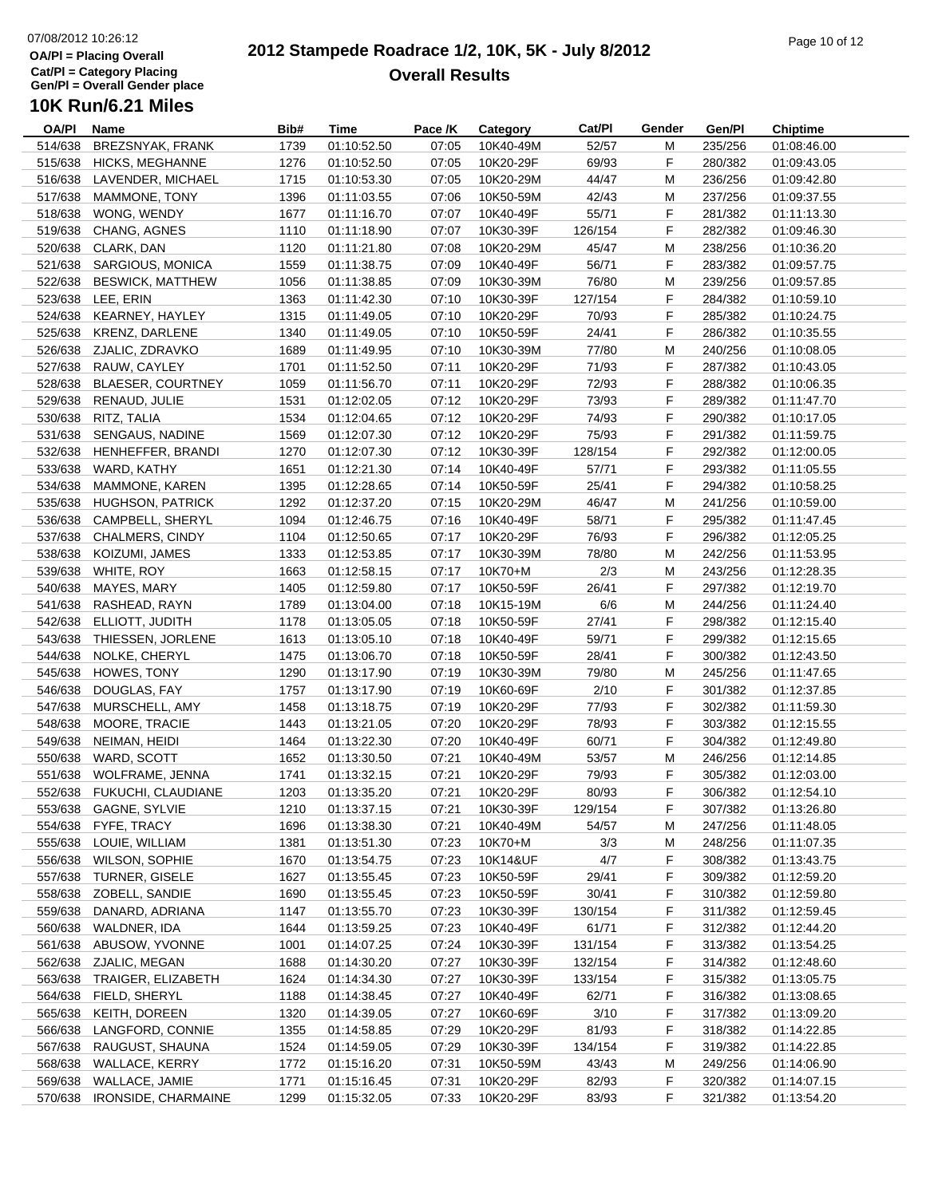# 2012 Stampede Roadrace 1/2, 10K, 5K - July 8/2012

## Overall Results

07/08/2012 10:26:12

OA/Pl = Placing Overall
Cat/Pl = Category Placing
Gen/Pl = Overall Gender place

### 10K Run/6.21 Miles

| OA/Pl | Name | Bib# | Time | Pace /K | Category | Cat/Pl | Gender | Gen/Pl | Chiptime |
|---|---|---|---|---|---|---|---|---|---|
| 514/638 | BREZSNYAK, FRANK | 1739 | 01:10:52.50 | 07:05 | 10K40-49M | 52/57 | M | 235/256 | 01:08:46.00 |
| 515/638 | HICKS, MEGHANNE | 1276 | 01:10:52.50 | 07:05 | 10K20-29F | 69/93 | F | 280/382 | 01:09:43.05 |
| 516/638 | LAVENDER, MICHAEL | 1715 | 01:10:53.30 | 07:05 | 10K20-29M | 44/47 | M | 236/256 | 01:09:42.80 |
| 517/638 | MAMMONE, TONY | 1396 | 01:11:03.55 | 07:06 | 10K50-59M | 42/43 | M | 237/256 | 01:09:37.55 |
| 518/638 | WONG, WENDY | 1677 | 01:11:16.70 | 07:07 | 10K40-49F | 55/71 | F | 281/382 | 01:11:13.30 |
| 519/638 | CHANG, AGNES | 1110 | 01:11:18.90 | 07:07 | 10K30-39F | 126/154 | F | 282/382 | 01:09:46.30 |
| 520/638 | CLARK, DAN | 1120 | 01:11:21.80 | 07:08 | 10K20-29M | 45/47 | M | 238/256 | 01:10:36.20 |
| 521/638 | SARGIOUS, MONICA | 1559 | 01:11:38.75 | 07:09 | 10K40-49F | 56/71 | F | 283/382 | 01:09:57.75 |
| 522/638 | BESWICK, MATTHEW | 1056 | 01:11:38.85 | 07:09 | 10K30-39M | 76/80 | M | 239/256 | 01:09:57.85 |
| 523/638 | LEE, ERIN | 1363 | 01:11:42.30 | 07:10 | 10K30-39F | 127/154 | F | 284/382 | 01:10:59.10 |
| 524/638 | KEARNEY, HAYLEY | 1315 | 01:11:49.05 | 07:10 | 10K20-29F | 70/93 | F | 285/382 | 01:10:24.75 |
| 525/638 | KRENZ, DARLENE | 1340 | 01:11:49.05 | 07:10 | 10K50-59F | 24/41 | F | 286/382 | 01:10:35.55 |
| 526/638 | ZJALIC, ZDRAVKO | 1689 | 01:11:49.95 | 07:10 | 10K30-39M | 77/80 | M | 240/256 | 01:10:08.05 |
| 527/638 | RAUW, CAYLEY | 1701 | 01:11:52.50 | 07:11 | 10K20-29F | 71/93 | F | 287/382 | 01:10:43.05 |
| 528/638 | BLAESER, COURTNEY | 1059 | 01:11:56.70 | 07:11 | 10K20-29F | 72/93 | F | 288/382 | 01:10:06.35 |
| 529/638 | RENAUD, JULIE | 1531 | 01:12:02.05 | 07:12 | 10K20-29F | 73/93 | F | 289/382 | 01:11:47.70 |
| 530/638 | RITZ, TALIA | 1534 | 01:12:04.65 | 07:12 | 10K20-29F | 74/93 | F | 290/382 | 01:10:17.05 |
| 531/638 | SENGAUS, NADINE | 1569 | 01:12:07.30 | 07:12 | 10K20-29F | 75/93 | F | 291/382 | 01:11:59.75 |
| 532/638 | HENHEFFER, BRANDI | 1270 | 01:12:07.30 | 07:12 | 10K30-39F | 128/154 | F | 292/382 | 01:12:00.05 |
| 533/638 | WARD, KATHY | 1651 | 01:12:21.30 | 07:14 | 10K40-49F | 57/71 | F | 293/382 | 01:11:05.55 |
| 534/638 | MAMMONE, KAREN | 1395 | 01:12:28.65 | 07:14 | 10K50-59F | 25/41 | F | 294/382 | 01:10:58.25 |
| 535/638 | HUGHSON, PATRICK | 1292 | 01:12:37.20 | 07:15 | 10K20-29M | 46/47 | M | 241/256 | 01:10:59.00 |
| 536/638 | CAMPBELL, SHERYL | 1094 | 01:12:46.75 | 07:16 | 10K40-49F | 58/71 | F | 295/382 | 01:11:47.45 |
| 537/638 | CHALMERS, CINDY | 1104 | 01:12:50.65 | 07:17 | 10K20-29F | 76/93 | F | 296/382 | 01:12:05.25 |
| 538/638 | KOIZUMI, JAMES | 1333 | 01:12:53.85 | 07:17 | 10K30-39M | 78/80 | M | 242/256 | 01:11:53.95 |
| 539/638 | WHITE, ROY | 1663 | 01:12:58.15 | 07:17 | 10K70+M | 2/3 | M | 243/256 | 01:12:28.35 |
| 540/638 | MAYES, MARY | 1405 | 01:12:59.80 | 07:17 | 10K50-59F | 26/41 | F | 297/382 | 01:12:19.70 |
| 541/638 | RASHEAD, RAYN | 1789 | 01:13:04.00 | 07:18 | 10K15-19M | 6/6 | M | 244/256 | 01:11:24.40 |
| 542/638 | ELLIOTT, JUDITH | 1178 | 01:13:05.05 | 07:18 | 10K50-59F | 27/41 | F | 298/382 | 01:12:15.40 |
| 543/638 | THIESSEN, JORLENE | 1613 | 01:13:05.10 | 07:18 | 10K40-49F | 59/71 | F | 299/382 | 01:12:15.65 |
| 544/638 | NOLKE, CHERYL | 1475 | 01:13:06.70 | 07:18 | 10K50-59F | 28/41 | F | 300/382 | 01:12:43.50 |
| 545/638 | HOWES, TONY | 1290 | 01:13:17.90 | 07:19 | 10K30-39M | 79/80 | M | 245/256 | 01:11:47.65 |
| 546/638 | DOUGLAS, FAY | 1757 | 01:13:17.90 | 07:19 | 10K60-69F | 2/10 | F | 301/382 | 01:12:37.85 |
| 547/638 | MURSCHELL, AMY | 1458 | 01:13:18.75 | 07:19 | 10K20-29F | 77/93 | F | 302/382 | 01:11:59.30 |
| 548/638 | MOORE, TRACIE | 1443 | 01:13:21.05 | 07:20 | 10K20-29F | 78/93 | F | 303/382 | 01:12:15.55 |
| 549/638 | NEIMAN, HEIDI | 1464 | 01:13:22.30 | 07:20 | 10K40-49F | 60/71 | F | 304/382 | 01:12:49.80 |
| 550/638 | WARD, SCOTT | 1652 | 01:13:30.50 | 07:21 | 10K40-49M | 53/57 | M | 246/256 | 01:12:14.85 |
| 551/638 | WOLFRAME, JENNA | 1741 | 01:13:32.15 | 07:21 | 10K20-29F | 79/93 | F | 305/382 | 01:12:03.00 |
| 552/638 | FUKUCHI, CLAUDIANE | 1203 | 01:13:35.20 | 07:21 | 10K20-29F | 80/93 | F | 306/382 | 01:12:54.10 |
| 553/638 | GAGNE, SYLVIE | 1210 | 01:13:37.15 | 07:21 | 10K30-39F | 129/154 | F | 307/382 | 01:13:26.80 |
| 554/638 | FYFE, TRACY | 1696 | 01:13:38.30 | 07:21 | 10K40-49M | 54/57 | M | 247/256 | 01:11:48.05 |
| 555/638 | LOUIE, WILLIAM | 1381 | 01:13:51.30 | 07:23 | 10K70+M | 3/3 | M | 248/256 | 01:11:07.35 |
| 556/638 | WILSON, SOPHIE | 1670 | 01:13:54.75 | 07:23 | 10K14&UF | 4/7 | F | 308/382 | 01:13:43.75 |
| 557/638 | TURNER, GISELE | 1627 | 01:13:55.45 | 07:23 | 10K50-59F | 29/41 | F | 309/382 | 01:12:59.20 |
| 558/638 | ZOBELL, SANDIE | 1690 | 01:13:55.45 | 07:23 | 10K50-59F | 30/41 | F | 310/382 | 01:12:59.80 |
| 559/638 | DANARD, ADRIANA | 1147 | 01:13:55.70 | 07:23 | 10K30-39F | 130/154 | F | 311/382 | 01:12:59.45 |
| 560/638 | WALDNER, IDA | 1644 | 01:13:59.25 | 07:23 | 10K40-49F | 61/71 | F | 312/382 | 01:12:44.20 |
| 561/638 | ABUSOW, YVONNE | 1001 | 01:14:07.25 | 07:24 | 10K30-39F | 131/154 | F | 313/382 | 01:13:54.25 |
| 562/638 | ZJALIC, MEGAN | 1688 | 01:14:30.20 | 07:27 | 10K30-39F | 132/154 | F | 314/382 | 01:12:48.60 |
| 563/638 | TRAIGER, ELIZABETH | 1624 | 01:14:34.30 | 07:27 | 10K30-39F | 133/154 | F | 315/382 | 01:13:05.75 |
| 564/638 | FIELD, SHERYL | 1188 | 01:14:38.45 | 07:27 | 10K40-49F | 62/71 | F | 316/382 | 01:13:08.65 |
| 565/638 | KEITH, DOREEN | 1320 | 01:14:39.05 | 07:27 | 10K60-69F | 3/10 | F | 317/382 | 01:13:09.20 |
| 566/638 | LANGFORD, CONNIE | 1355 | 01:14:58.85 | 07:29 | 10K20-29F | 81/93 | F | 318/382 | 01:14:22.85 |
| 567/638 | RAUGUST, SHAUNA | 1524 | 01:14:59.05 | 07:29 | 10K30-39F | 134/154 | F | 319/382 | 01:14:22.85 |
| 568/638 | WALLACE, KERRY | 1772 | 01:15:16.20 | 07:31 | 10K50-59M | 43/43 | M | 249/256 | 01:14:06.90 |
| 569/638 | WALLACE, JAMIE | 1771 | 01:15:16.45 | 07:31 | 10K20-29F | 82/93 | F | 320/382 | 01:14:07.15 |
| 570/638 | IRONSIDE, CHARMAINE | 1299 | 01:15:32.05 | 07:33 | 10K20-29F | 83/93 | F | 321/382 | 01:13:54.20 |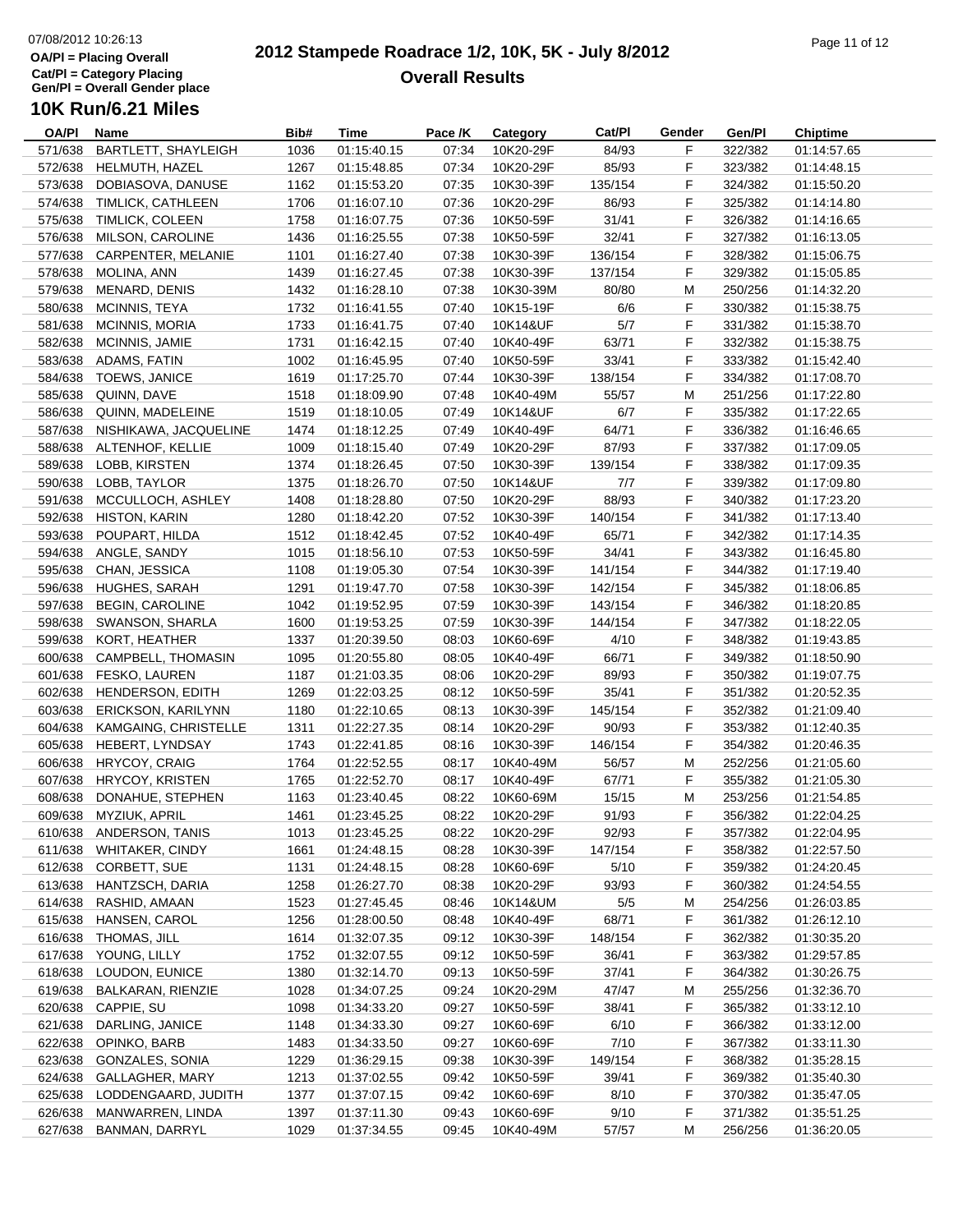OA/Pl = Placing Overall
Cat/Pl = Category Placing
Gen/Pl = Overall Gender place

# 2012 Stampede Roadrace 1/2, 10K, 5K - July 8/2012

## Overall Results

### 10K Run/6.21 Miles

| OA/Pl | Name | Bib# | Time | Pace /K | Category | Cat/Pl | Gender | Gen/Pl | Chiptime |
|---|---|---|---|---|---|---|---|---|---|
| 571/638 | BARTLETT, SHAYLEIGH | 1036 | 01:15:40.15 | 07:34 | 10K20-29F | 84/93 | F | 322/382 | 01:14:57.65 |
| 572/638 | HELMUTH, HAZEL | 1267 | 01:15:48.85 | 07:34 | 10K20-29F | 85/93 | F | 323/382 | 01:14:48.15 |
| 573/638 | DOBIASOVA, DANUSE | 1162 | 01:15:53.20 | 07:35 | 10K30-39F | 135/154 | F | 324/382 | 01:15:50.20 |
| 574/638 | TIMLICK, CATHLEEN | 1706 | 01:16:07.10 | 07:36 | 10K20-29F | 86/93 | F | 325/382 | 01:14:14.80 |
| 575/638 | TIMLICK, COLEEN | 1758 | 01:16:07.75 | 07:36 | 10K50-59F | 31/41 | F | 326/382 | 01:14:16.65 |
| 576/638 | MILSON, CAROLINE | 1436 | 01:16:25.55 | 07:38 | 10K50-59F | 32/41 | F | 327/382 | 01:16:13.05 |
| 577/638 | CARPENTER, MELANIE | 1101 | 01:16:27.40 | 07:38 | 10K30-39F | 136/154 | F | 328/382 | 01:15:06.75 |
| 578/638 | MOLINA, ANN | 1439 | 01:16:27.45 | 07:38 | 10K30-39F | 137/154 | F | 329/382 | 01:15:05.85 |
| 579/638 | MENARD, DENIS | 1432 | 01:16:28.10 | 07:38 | 10K30-39M | 80/80 | M | 250/256 | 01:14:32.20 |
| 580/638 | MCINNIS, TEYA | 1732 | 01:16:41.55 | 07:40 | 10K15-19F | 6/6 | F | 330/382 | 01:15:38.75 |
| 581/638 | MCINNIS, MORIA | 1733 | 01:16:41.75 | 07:40 | 10K14&UF | 5/7 | F | 331/382 | 01:15:38.70 |
| 582/638 | MCINNIS, JAMIE | 1731 | 01:16:42.15 | 07:40 | 10K40-49F | 63/71 | F | 332/382 | 01:15:38.75 |
| 583/638 | ADAMS, FATIN | 1002 | 01:16:45.95 | 07:40 | 10K50-59F | 33/41 | F | 333/382 | 01:15:42.40 |
| 584/638 | TOEWS, JANICE | 1619 | 01:17:25.70 | 07:44 | 10K30-39F | 138/154 | F | 334/382 | 01:17:08.70 |
| 585/638 | QUINN, DAVE | 1518 | 01:18:09.90 | 07:48 | 10K40-49M | 55/57 | M | 251/256 | 01:17:22.80 |
| 586/638 | QUINN, MADELEINE | 1519 | 01:18:10.05 | 07:49 | 10K14&UF | 6/7 | F | 335/382 | 01:17:22.65 |
| 587/638 | NISHIKAWA, JACQUELINE | 1474 | 01:18:12.25 | 07:49 | 10K40-49F | 64/71 | F | 336/382 | 01:16:46.65 |
| 588/638 | ALTENHOF, KELLIE | 1009 | 01:18:15.40 | 07:49 | 10K20-29F | 87/93 | F | 337/382 | 01:17:09.05 |
| 589/638 | LOBB, KIRSTEN | 1374 | 01:18:26.45 | 07:50 | 10K30-39F | 139/154 | F | 338/382 | 01:17:09.35 |
| 590/638 | LOBB, TAYLOR | 1375 | 01:18:26.70 | 07:50 | 10K14&UF | 7/7 | F | 339/382 | 01:17:09.80 |
| 591/638 | MCCULLOCH, ASHLEY | 1408 | 01:18:28.80 | 07:50 | 10K20-29F | 88/93 | F | 340/382 | 01:17:23.20 |
| 592/638 | HISTON, KARIN | 1280 | 01:18:42.20 | 07:52 | 10K30-39F | 140/154 | F | 341/382 | 01:17:13.40 |
| 593/638 | POUPART, HILDA | 1512 | 01:18:42.45 | 07:52 | 10K40-49F | 65/71 | F | 342/382 | 01:17:14.35 |
| 594/638 | ANGLE, SANDY | 1015 | 01:18:56.10 | 07:53 | 10K50-59F | 34/41 | F | 343/382 | 01:16:45.80 |
| 595/638 | CHAN, JESSICA | 1108 | 01:19:05.30 | 07:54 | 10K30-39F | 141/154 | F | 344/382 | 01:17:19.40 |
| 596/638 | HUGHES, SARAH | 1291 | 01:19:47.70 | 07:58 | 10K30-39F | 142/154 | F | 345/382 | 01:18:06.85 |
| 597/638 | BEGIN, CAROLINE | 1042 | 01:19:52.95 | 07:59 | 10K30-39F | 143/154 | F | 346/382 | 01:18:20.85 |
| 598/638 | SWANSON, SHARLA | 1600 | 01:19:53.25 | 07:59 | 10K30-39F | 144/154 | F | 347/382 | 01:18:22.05 |
| 599/638 | KORT, HEATHER | 1337 | 01:20:39.50 | 08:03 | 10K60-69F | 4/10 | F | 348/382 | 01:19:43.85 |
| 600/638 | CAMPBELL, THOMASIN | 1095 | 01:20:55.80 | 08:05 | 10K40-49F | 66/71 | F | 349/382 | 01:18:50.90 |
| 601/638 | FESKO, LAUREN | 1187 | 01:21:03.35 | 08:06 | 10K20-29F | 89/93 | F | 350/382 | 01:19:07.75 |
| 602/638 | HENDERSON, EDITH | 1269 | 01:22:03.25 | 08:12 | 10K50-59F | 35/41 | F | 351/382 | 01:20:52.35 |
| 603/638 | ERICKSON, KARILYNN | 1180 | 01:22:10.65 | 08:13 | 10K30-39F | 145/154 | F | 352/382 | 01:21:09.40 |
| 604/638 | KAMGAING, CHRISTELLE | 1311 | 01:22:27.35 | 08:14 | 10K20-29F | 90/93 | F | 353/382 | 01:12:40.35 |
| 605/638 | HEBERT, LYNDSAY | 1743 | 01:22:41.85 | 08:16 | 10K30-39F | 146/154 | F | 354/382 | 01:20:46.35 |
| 606/638 | HRYCOY, CRAIG | 1764 | 01:22:52.55 | 08:17 | 10K40-49M | 56/57 | M | 252/256 | 01:21:05.60 |
| 607/638 | HRYCOY, KRISTEN | 1765 | 01:22:52.70 | 08:17 | 10K40-49F | 67/71 | F | 355/382 | 01:21:05.30 |
| 608/638 | DONAHUE, STEPHEN | 1163 | 01:23:40.45 | 08:22 | 10K60-69M | 15/15 | M | 253/256 | 01:21:54.85 |
| 609/638 | MYZIUK, APRIL | 1461 | 01:23:45.25 | 08:22 | 10K20-29F | 91/93 | F | 356/382 | 01:22:04.25 |
| 610/638 | ANDERSON, TANIS | 1013 | 01:23:45.25 | 08:22 | 10K20-29F | 92/93 | F | 357/382 | 01:22:04.95 |
| 611/638 | WHITAKER, CINDY | 1661 | 01:24:48.15 | 08:28 | 10K30-39F | 147/154 | F | 358/382 | 01:22:57.50 |
| 612/638 | CORBETT, SUE | 1131 | 01:24:48.15 | 08:28 | 10K60-69F | 5/10 | F | 359/382 | 01:24:20.45 |
| 613/638 | HANTZSCH, DARIA | 1258 | 01:26:27.70 | 08:38 | 10K20-29F | 93/93 | F | 360/382 | 01:24:54.55 |
| 614/638 | RASHID, AMAAN | 1523 | 01:27:45.45 | 08:46 | 10K14&UM | 5/5 | M | 254/256 | 01:26:03.85 |
| 615/638 | HANSEN, CAROL | 1256 | 01:28:00.50 | 08:48 | 10K40-49F | 68/71 | F | 361/382 | 01:26:12.10 |
| 616/638 | THOMAS, JILL | 1614 | 01:32:07.35 | 09:12 | 10K30-39F | 148/154 | F | 362/382 | 01:30:35.20 |
| 617/638 | YOUNG, LILLY | 1752 | 01:32:07.55 | 09:12 | 10K50-59F | 36/41 | F | 363/382 | 01:29:57.85 |
| 618/638 | LOUDON, EUNICE | 1380 | 01:32:14.70 | 09:13 | 10K50-59F | 37/41 | F | 364/382 | 01:30:26.75 |
| 619/638 | BALKARAN, RIENZIE | 1028 | 01:34:07.25 | 09:24 | 10K20-29M | 47/47 | M | 255/256 | 01:32:36.70 |
| 620/638 | CAPPIE, SU | 1098 | 01:34:33.20 | 09:27 | 10K50-59F | 38/41 | F | 365/382 | 01:33:12.10 |
| 621/638 | DARLING, JANICE | 1148 | 01:34:33.30 | 09:27 | 10K60-69F | 6/10 | F | 366/382 | 01:33:12.00 |
| 622/638 | OPINKO, BARB | 1483 | 01:34:33.50 | 09:27 | 10K60-69F | 7/10 | F | 367/382 | 01:33:11.30 |
| 623/638 | GONZALES, SONIA | 1229 | 01:36:29.15 | 09:38 | 10K30-39F | 149/154 | F | 368/382 | 01:35:28.15 |
| 624/638 | GALLAGHER, MARY | 1213 | 01:37:02.55 | 09:42 | 10K50-59F | 39/41 | F | 369/382 | 01:35:40.30 |
| 625/638 | LODDENGAARD, JUDITH | 1377 | 01:37:07.15 | 09:42 | 10K60-69F | 8/10 | F | 370/382 | 01:35:47.05 |
| 626/638 | MANWARREN, LINDA | 1397 | 01:37:11.30 | 09:43 | 10K60-69F | 9/10 | F | 371/382 | 01:35:51.25 |
| 627/638 | BANMAN, DARRYL | 1029 | 01:37:34.55 | 09:45 | 10K40-49M | 57/57 | M | 256/256 | 01:36:20.05 |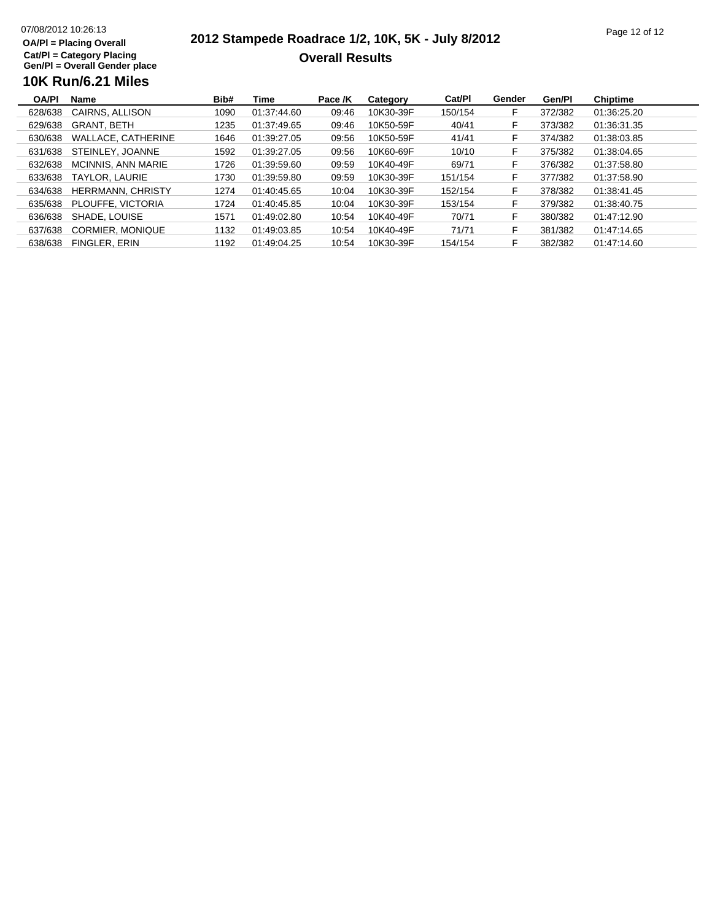07/08/2012 10:26:13

**OA/Pl = Placing Overall**
**Cat/Pl = Category Placing**
**Gen/Pl = Overall Gender place**

# 2012 Stampede Roadrace 1/2, 10K, 5K - July 8/2012

## Overall Results

## 10K Run/6.21 Miles

| OA/Pl | Name | Bib# | Time | Pace /K | Category | Cat/Pl | Gender | Gen/Pl | Chiptime |
|---|---|---|---|---|---|---|---|---|---|
| 628/638 | CAIRNS, ALLISON | 1090 | 01:37:44.60 | 09:46 | 10K30-39F | 150/154 | F | 372/382 | 01:36:25.20 |
| 629/638 | GRANT, BETH | 1235 | 01:37:49.65 | 09:46 | 10K50-59F | 40/41 | F | 373/382 | 01:36:31.35 |
| 630/638 | WALLACE, CATHERINE | 1646 | 01:39:27.05 | 09:56 | 10K50-59F | 41/41 | F | 374/382 | 01:38:03.85 |
| 631/638 | STEINLEY, JOANNE | 1592 | 01:39:27.05 | 09:56 | 10K60-69F | 10/10 | F | 375/382 | 01:38:04.65 |
| 632/638 | MCINNIS, ANN MARIE | 1726 | 01:39:59.60 | 09:59 | 10K40-49F | 69/71 | F | 376/382 | 01:37:58.80 |
| 633/638 | TAYLOR, LAURIE | 1730 | 01:39:59.80 | 09:59 | 10K30-39F | 151/154 | F | 377/382 | 01:37:58.90 |
| 634/638 | HERRMANN, CHRISTY | 1274 | 01:40:45.65 | 10:04 | 10K30-39F | 152/154 | F | 378/382 | 01:38:41.45 |
| 635/638 | PLOUFFE, VICTORIA | 1724 | 01:40:45.85 | 10:04 | 10K30-39F | 153/154 | F | 379/382 | 01:38:40.75 |
| 636/638 | SHADE, LOUISE | 1571 | 01:49:02.80 | 10:54 | 10K40-49F | 70/71 | F | 380/382 | 01:47:12.90 |
| 637/638 | CORMIER, MONIQUE | 1132 | 01:49:03.85 | 10:54 | 10K40-49F | 71/71 | F | 381/382 | 01:47:14.65 |
| 638/638 | FINGLER, ERIN | 1192 | 01:49:04.25 | 10:54 | 10K30-39F | 154/154 | F | 382/382 | 01:47:14.60 |